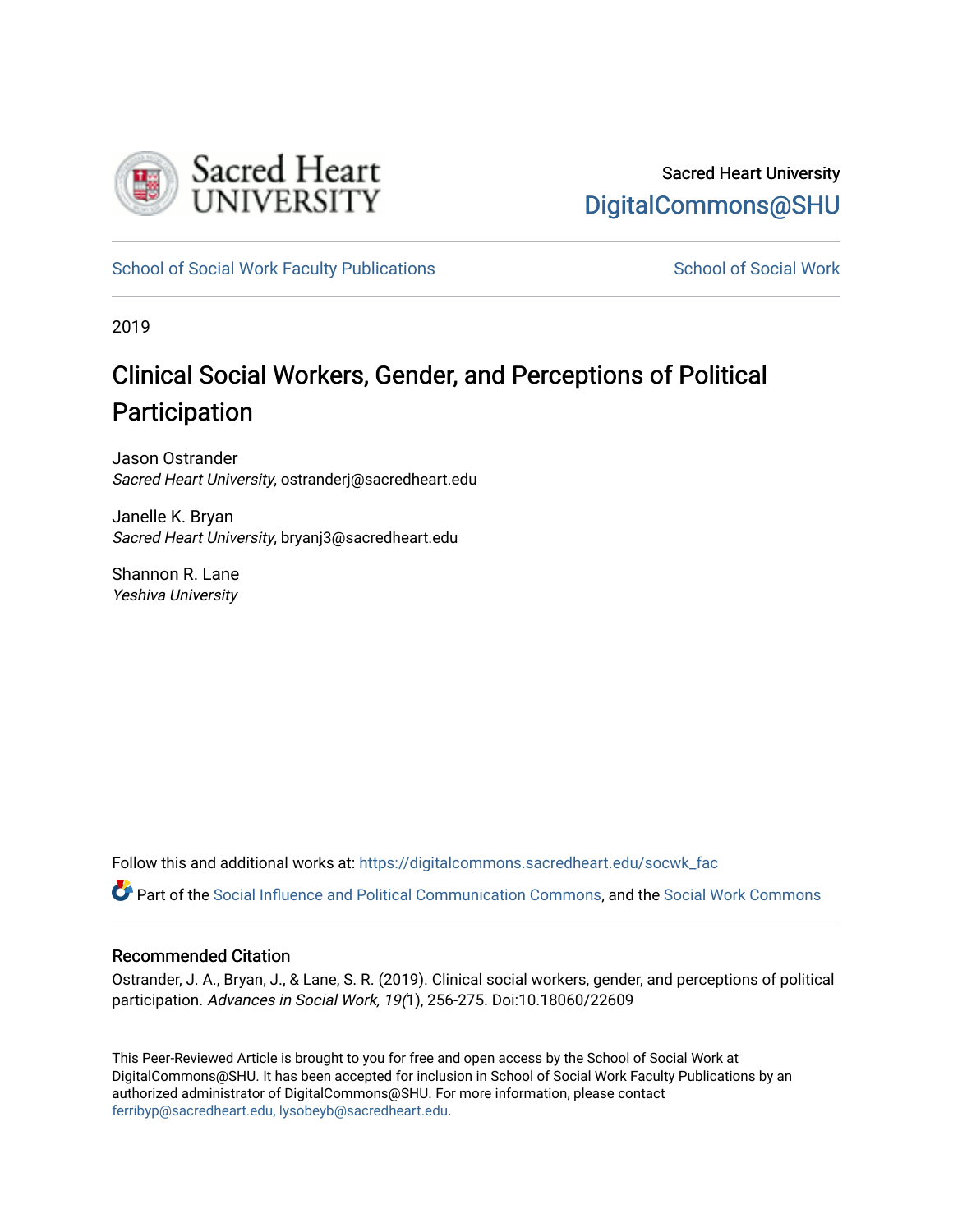Sacred Heart University

DigitalCommons@SHU

School of Social Work Faculty Publications

School of Social Work

2019

# Clinical Social Workers, Gender, and Perceptions of Political Participation

Jason Ostrander
*Sacred Heart University*, ostranderj@sacredheart.edu

Janelle K. Bryan
*Sacred Heart University*, bryanj3@sacredheart.edu

Shannon R. Lane
*Yeshiva University*

Follow this and additional works at: https://digitalcommons.sacredheart.edu/socwk_fac

Part of the Social Influence and Political Communication Commons, and the Social Work Commons

## Recommended Citation

Ostrander, J. A., Bryan, J., & Lane, S. R. (2019). Clinical social workers, gender, and perceptions of political participation. *Advances in Social Work, 19(*1), 256-275. Doi:10.18060/22609

This Peer-Reviewed Article is brought to you for free and open access by the School of Social Work at DigitalCommons@SHU. It has been accepted for inclusion in School of Social Work Faculty Publications by an authorized administrator of DigitalCommons@SHU. For more information, please contact ferribyp@sacredheart.edu, lysobeyb@sacredheart.edu.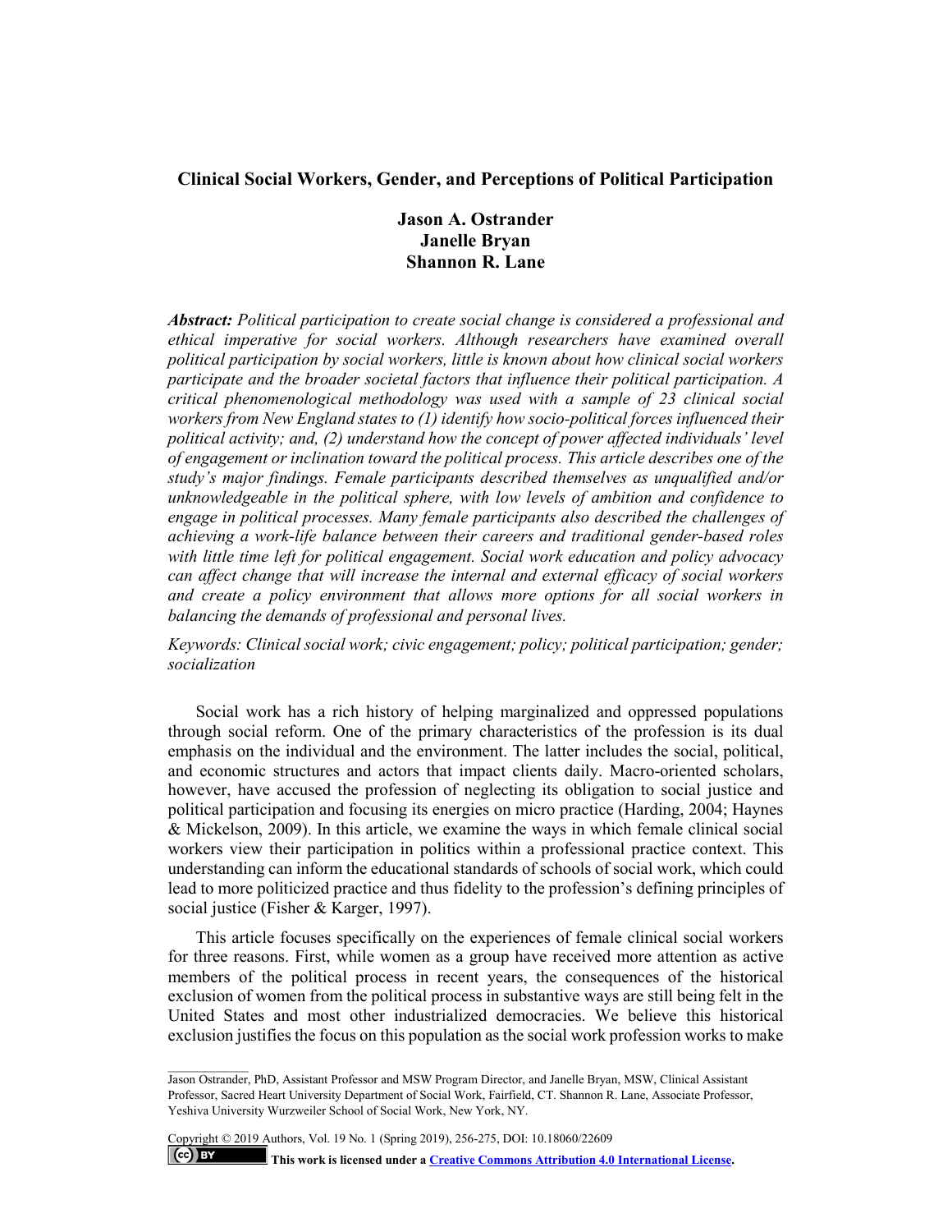# Clinical Social Workers, Gender, and Perceptions of Political Participation

**Jason A. Ostrander**
**Janelle Bryan**
**Shannon R. Lane**

***Abstract:*** *Political participation to create social change is considered a professional and ethical imperative for social workers. Although researchers have examined overall political participation by social workers, little is known about how clinical social workers participate and the broader societal factors that influence their political participation. A critical phenomenological methodology was used with a sample of 23 clinical social workers from New England states to (1) identify how socio-political forces influenced their political activity; and, (2) understand how the concept of power affected individuals' level of engagement or inclination toward the political process. This article describes one of the study's major findings. Female participants described themselves as unqualified and/or unknowledgeable in the political sphere, with low levels of ambition and confidence to engage in political processes. Many female participants also described the challenges of achieving a work-life balance between their careers and traditional gender-based roles with little time left for political engagement. Social work education and policy advocacy can affect change that will increase the internal and external efficacy of social workers and create a policy environment that allows more options for all social workers in balancing the demands of professional and personal lives.*

*Keywords: Clinical social work; civic engagement; policy; political participation; gender; socialization*

Social work has a rich history of helping marginalized and oppressed populations through social reform. One of the primary characteristics of the profession is its dual emphasis on the individual and the environment. The latter includes the social, political, and economic structures and actors that impact clients daily. Macro-oriented scholars, however, have accused the profession of neglecting its obligation to social justice and political participation and focusing its energies on micro practice (Harding, 2004; Haynes & Mickelson, 2009). In this article, we examine the ways in which female clinical social workers view their participation in politics within a professional practice context. This understanding can inform the educational standards of schools of social work, which could lead to more politicized practice and thus fidelity to the profession's defining principles of social justice (Fisher & Karger, 1997).

This article focuses specifically on the experiences of female clinical social workers for three reasons. First, while women as a group have received more attention as active members of the political process in recent years, the consequences of the historical exclusion of women from the political process in substantive ways are still being felt in the United States and most other industrialized democracies. We believe this historical exclusion justifies the focus on this population as the social work profession works to make

---

Jason Ostrander, PhD, Assistant Professor and MSW Program Director, and Janelle Bryan, MSW, Clinical Assistant Professor, Sacred Heart University Department of Social Work, Fairfield, CT. Shannon R. Lane, Associate Professor, Yeshiva University Wurzweiler School of Social Work, New York, NY.

Copyright © 2019 Authors, Vol. 19 No. 1 (Spring 2019), 256-275, DOI: 10.18060/22609

This work is licensed under a Creative Commons Attribution 4.0 International License.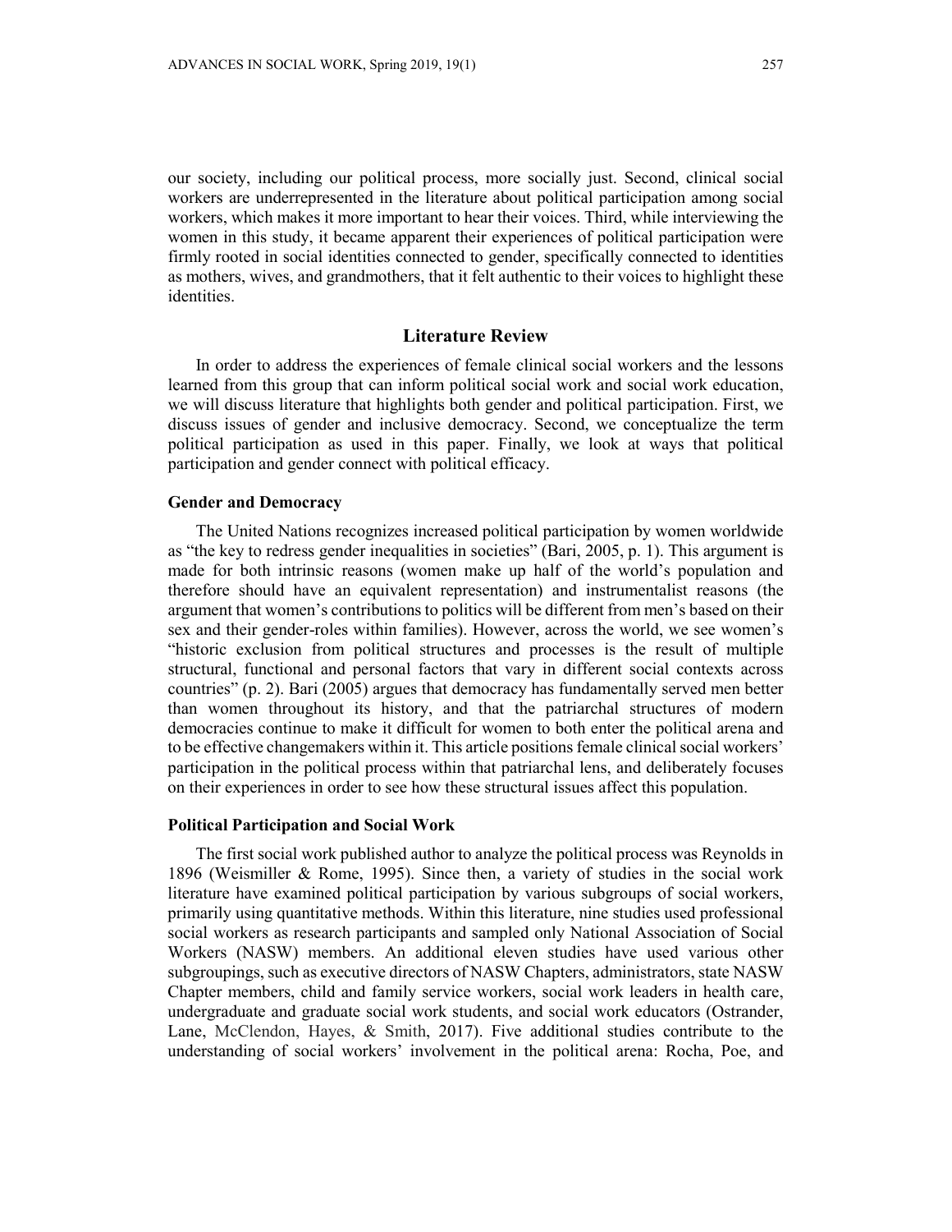our society, including our political process, more socially just. Second, clinical social workers are underrepresented in the literature about political participation among social workers, which makes it more important to hear their voices. Third, while interviewing the women in this study, it became apparent their experiences of political participation were firmly rooted in social identities connected to gender, specifically connected to identities as mothers, wives, and grandmothers, that it felt authentic to their voices to highlight these identities.

## Literature Review

In order to address the experiences of female clinical social workers and the lessons learned from this group that can inform political social work and social work education, we will discuss literature that highlights both gender and political participation. First, we discuss issues of gender and inclusive democracy. Second, we conceptualize the term political participation as used in this paper. Finally, we look at ways that political participation and gender connect with political efficacy.

### Gender and Democracy

The United Nations recognizes increased political participation by women worldwide as "the key to redress gender inequalities in societies" (Bari, 2005, p. 1). This argument is made for both intrinsic reasons (women make up half of the world's population and therefore should have an equivalent representation) and instrumentalist reasons (the argument that women's contributions to politics will be different from men's based on their sex and their gender-roles within families). However, across the world, we see women's "historic exclusion from political structures and processes is the result of multiple structural, functional and personal factors that vary in different social contexts across countries" (p. 2). Bari (2005) argues that democracy has fundamentally served men better than women throughout its history, and that the patriarchal structures of modern democracies continue to make it difficult for women to both enter the political arena and to be effective changemakers within it. This article positions female clinical social workers' participation in the political process within that patriarchal lens, and deliberately focuses on their experiences in order to see how these structural issues affect this population.

### Political Participation and Social Work

The first social work published author to analyze the political process was Reynolds in 1896 (Weismiller & Rome, 1995). Since then, a variety of studies in the social work literature have examined political participation by various subgroups of social workers, primarily using quantitative methods. Within this literature, nine studies used professional social workers as research participants and sampled only National Association of Social Workers (NASW) members. An additional eleven studies have used various other subgroupings, such as executive directors of NASW Chapters, administrators, state NASW Chapter members, child and family service workers, social work leaders in health care, undergraduate and graduate social work students, and social work educators (Ostrander, Lane, McClendon, Hayes, & Smith, 2017). Five additional studies contribute to the understanding of social workers' involvement in the political arena: Rocha, Poe, and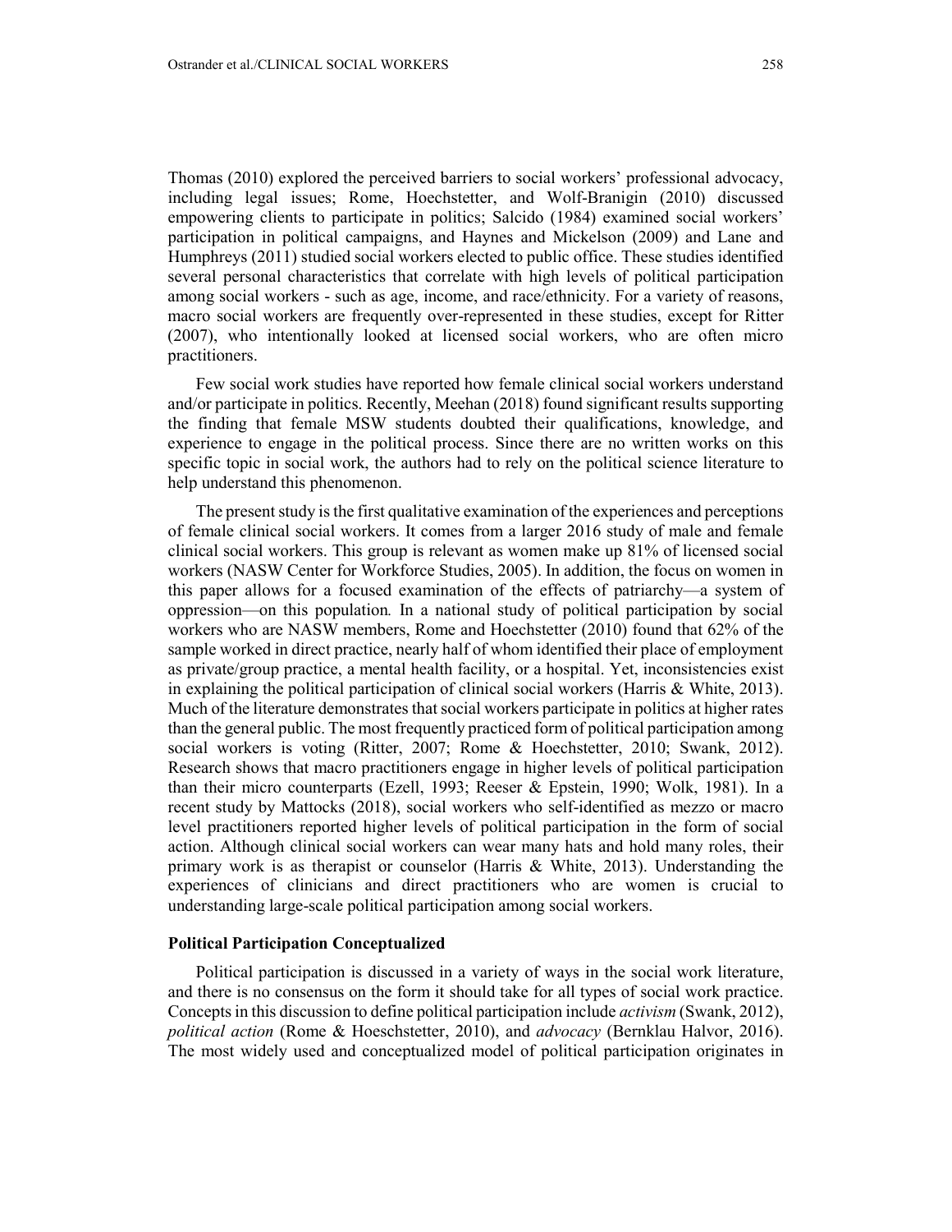Thomas (2010) explored the perceived barriers to social workers' professional advocacy, including legal issues; Rome, Hoechstetter, and Wolf-Branigin (2010) discussed empowering clients to participate in politics; Salcido (1984) examined social workers' participation in political campaigns, and Haynes and Mickelson (2009) and Lane and Humphreys (2011) studied social workers elected to public office. These studies identified several personal characteristics that correlate with high levels of political participation among social workers - such as age, income, and race/ethnicity. For a variety of reasons, macro social workers are frequently over-represented in these studies, except for Ritter (2007), who intentionally looked at licensed social workers, who are often micro practitioners.

Few social work studies have reported how female clinical social workers understand and/or participate in politics. Recently, Meehan (2018) found significant results supporting the finding that female MSW students doubted their qualifications, knowledge, and experience to engage in the political process. Since there are no written works on this specific topic in social work, the authors had to rely on the political science literature to help understand this phenomenon.

The present study is the first qualitative examination of the experiences and perceptions of female clinical social workers. It comes from a larger 2016 study of male and female clinical social workers. This group is relevant as women make up 81% of licensed social workers (NASW Center for Workforce Studies, 2005). In addition, the focus on women in this paper allows for a focused examination of the effects of patriarchy—a system of oppression—on this population. In a national study of political participation by social workers who are NASW members, Rome and Hoechstetter (2010) found that 62% of the sample worked in direct practice, nearly half of whom identified their place of employment as private/group practice, a mental health facility, or a hospital. Yet, inconsistencies exist in explaining the political participation of clinical social workers (Harris & White, 2013). Much of the literature demonstrates that social workers participate in politics at higher rates than the general public. The most frequently practiced form of political participation among social workers is voting (Ritter, 2007; Rome & Hoechstetter, 2010; Swank, 2012). Research shows that macro practitioners engage in higher levels of political participation than their micro counterparts (Ezell, 1993; Reeser & Epstein, 1990; Wolk, 1981). In a recent study by Mattocks (2018), social workers who self-identified as mezzo or macro level practitioners reported higher levels of political participation in the form of social action. Although clinical social workers can wear many hats and hold many roles, their primary work is as therapist or counselor (Harris & White, 2013). Understanding the experiences of clinicians and direct practitioners who are women is crucial to understanding large-scale political participation among social workers.

### Political Participation Conceptualized

Political participation is discussed in a variety of ways in the social work literature, and there is no consensus on the form it should take for all types of social work practice. Concepts in this discussion to define political participation include *activism* (Swank, 2012), *political action* (Rome & Hoeschstetter, 2010), and *advocacy* (Bernklau Halvor, 2016). The most widely used and conceptualized model of political participation originates in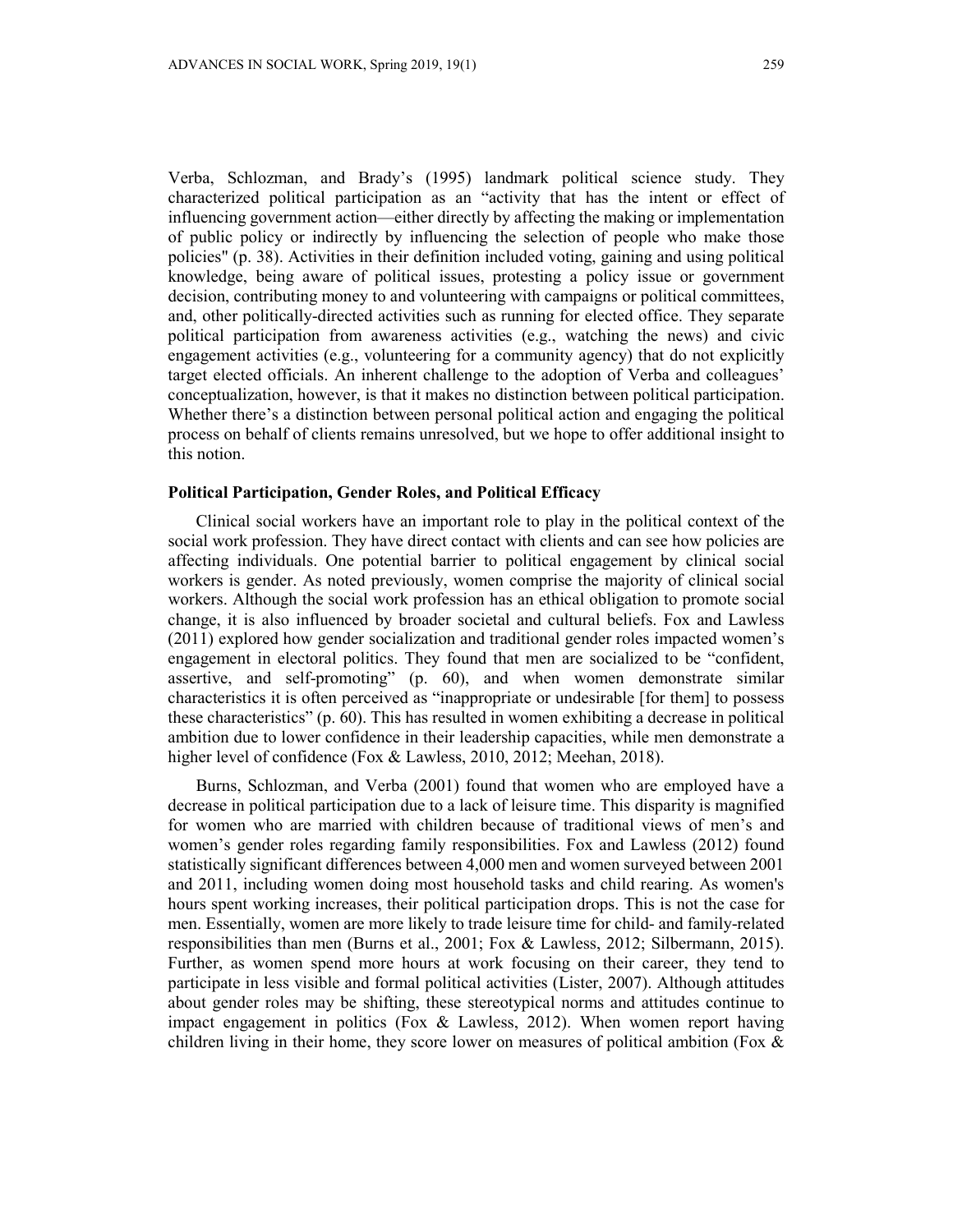Verba, Schlozman, and Brady's (1995) landmark political science study. They characterized political participation as an "activity that has the intent or effect of influencing government action—either directly by affecting the making or implementation of public policy or indirectly by influencing the selection of people who make those policies" (p. 38). Activities in their definition included voting, gaining and using political knowledge, being aware of political issues, protesting a policy issue or government decision, contributing money to and volunteering with campaigns or political committees, and, other politically-directed activities such as running for elected office. They separate political participation from awareness activities (e.g., watching the news) and civic engagement activities (e.g., volunteering for a community agency) that do not explicitly target elected officials. An inherent challenge to the adoption of Verba and colleagues' conceptualization, however, is that it makes no distinction between political participation. Whether there's a distinction between personal political action and engaging the political process on behalf of clients remains unresolved, but we hope to offer additional insight to this notion.

### Political Participation, Gender Roles, and Political Efficacy

Clinical social workers have an important role to play in the political context of the social work profession. They have direct contact with clients and can see how policies are affecting individuals. One potential barrier to political engagement by clinical social workers is gender. As noted previously, women comprise the majority of clinical social workers. Although the social work profession has an ethical obligation to promote social change, it is also influenced by broader societal and cultural beliefs. Fox and Lawless (2011) explored how gender socialization and traditional gender roles impacted women's engagement in electoral politics. They found that men are socialized to be "confident, assertive, and self-promoting" (p. 60), and when women demonstrate similar characteristics it is often perceived as "inappropriate or undesirable [for them] to possess these characteristics" (p. 60). This has resulted in women exhibiting a decrease in political ambition due to lower confidence in their leadership capacities, while men demonstrate a higher level of confidence (Fox & Lawless, 2010, 2012; Meehan, 2018).

Burns, Schlozman, and Verba (2001) found that women who are employed have a decrease in political participation due to a lack of leisure time. This disparity is magnified for women who are married with children because of traditional views of men's and women's gender roles regarding family responsibilities. Fox and Lawless (2012) found statistically significant differences between 4,000 men and women surveyed between 2001 and 2011, including women doing most household tasks and child rearing. As women's hours spent working increases, their political participation drops. This is not the case for men. Essentially, women are more likely to trade leisure time for child- and family-related responsibilities than men (Burns et al., 2001; Fox & Lawless, 2012; Silbermann, 2015). Further, as women spend more hours at work focusing on their career, they tend to participate in less visible and formal political activities (Lister, 2007). Although attitudes about gender roles may be shifting, these stereotypical norms and attitudes continue to impact engagement in politics (Fox & Lawless, 2012). When women report having children living in their home, they score lower on measures of political ambition (Fox &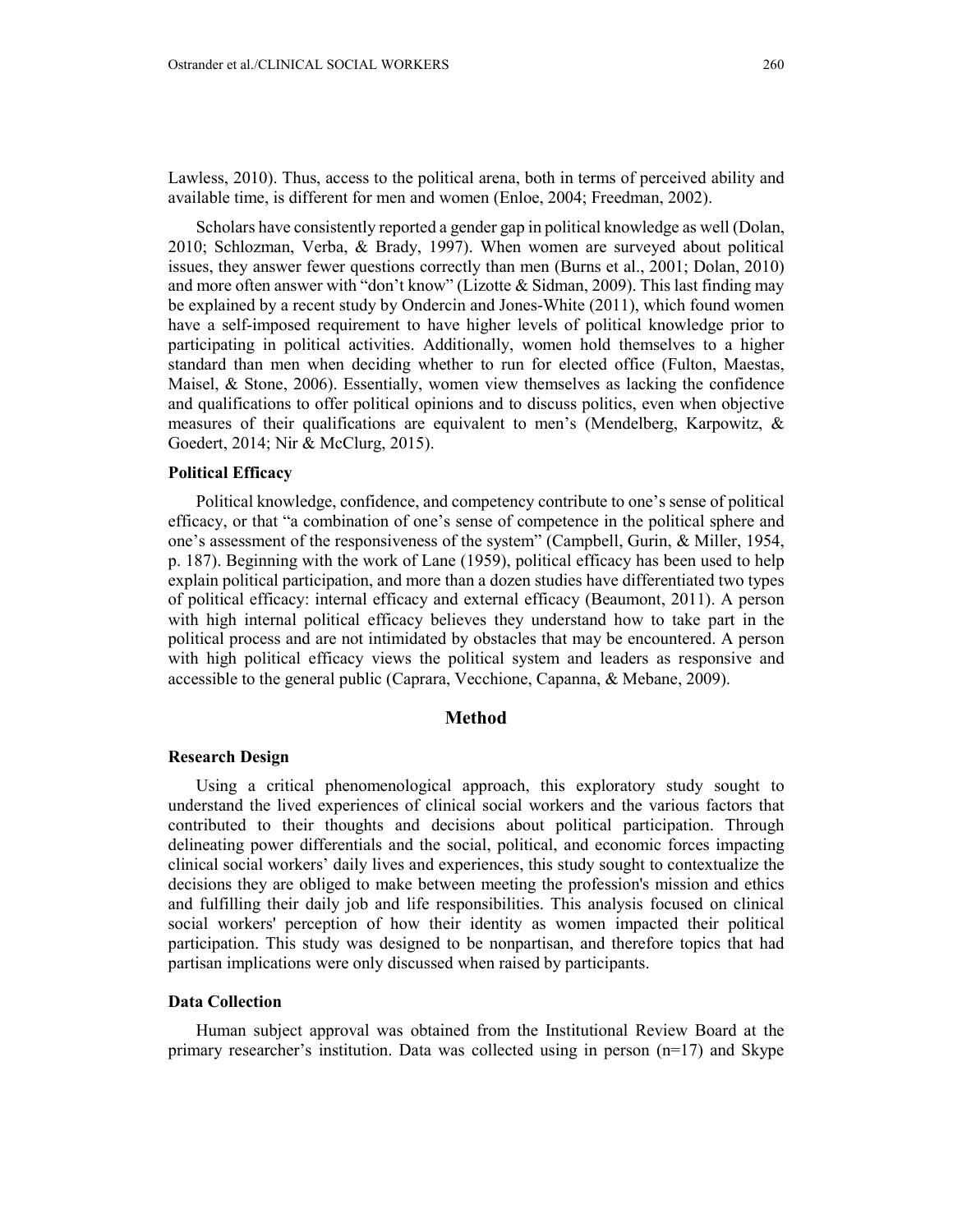Lawless, 2010). Thus, access to the political arena, both in terms of perceived ability and available time, is different for men and women (Enloe, 2004; Freedman, 2002).

Scholars have consistently reported a gender gap in political knowledge as well (Dolan, 2010; Schlozman, Verba, & Brady, 1997). When women are surveyed about political issues, they answer fewer questions correctly than men (Burns et al., 2001; Dolan, 2010) and more often answer with "don't know" (Lizotte & Sidman, 2009). This last finding may be explained by a recent study by Ondercin and Jones-White (2011), which found women have a self-imposed requirement to have higher levels of political knowledge prior to participating in political activities. Additionally, women hold themselves to a higher standard than men when deciding whether to run for elected office (Fulton, Maestas, Maisel, & Stone, 2006). Essentially, women view themselves as lacking the confidence and qualifications to offer political opinions and to discuss politics, even when objective measures of their qualifications are equivalent to men's (Mendelberg, Karpowitz, & Goedert, 2014; Nir & McClurg, 2015).

### Political Efficacy

Political knowledge, confidence, and competency contribute to one's sense of political efficacy, or that "a combination of one's sense of competence in the political sphere and one's assessment of the responsiveness of the system" (Campbell, Gurin, & Miller, 1954, p. 187). Beginning with the work of Lane (1959), political efficacy has been used to help explain political participation, and more than a dozen studies have differentiated two types of political efficacy: internal efficacy and external efficacy (Beaumont, 2011). A person with high internal political efficacy believes they understand how to take part in the political process and are not intimidated by obstacles that may be encountered. A person with high political efficacy views the political system and leaders as responsive and accessible to the general public (Caprara, Vecchione, Capanna, & Mebane, 2009).

## Method

### Research Design

Using a critical phenomenological approach, this exploratory study sought to understand the lived experiences of clinical social workers and the various factors that contributed to their thoughts and decisions about political participation. Through delineating power differentials and the social, political, and economic forces impacting clinical social workers' daily lives and experiences, this study sought to contextualize the decisions they are obliged to make between meeting the profession's mission and ethics and fulfilling their daily job and life responsibilities. This analysis focused on clinical social workers' perception of how their identity as women impacted their political participation. This study was designed to be nonpartisan, and therefore topics that had partisan implications were only discussed when raised by participants.

### Data Collection

Human subject approval was obtained from the Institutional Review Board at the primary researcher's institution. Data was collected using in person (n=17) and Skype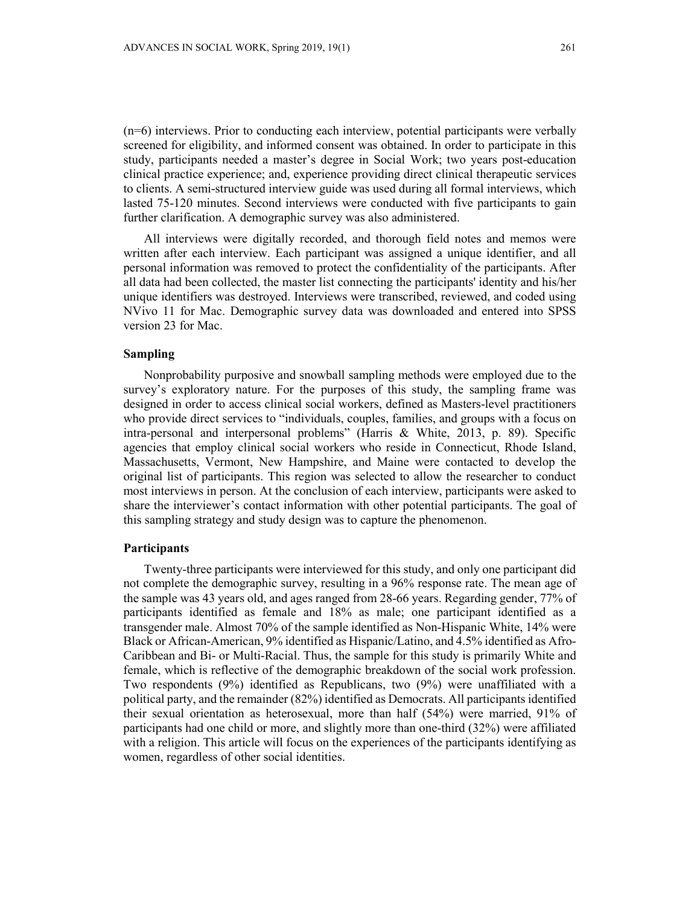(n=6) interviews. Prior to conducting each interview, potential participants were verbally screened for eligibility, and informed consent was obtained. In order to participate in this study, participants needed a master's degree in Social Work; two years post-education clinical practice experience; and, experience providing direct clinical therapeutic services to clients. A semi-structured interview guide was used during all formal interviews, which lasted 75-120 minutes. Second interviews were conducted with five participants to gain further clarification. A demographic survey was also administered.

All interviews were digitally recorded, and thorough field notes and memos were written after each interview. Each participant was assigned a unique identifier, and all personal information was removed to protect the confidentiality of the participants. After all data had been collected, the master list connecting the participants' identity and his/her unique identifiers was destroyed. Interviews were transcribed, reviewed, and coded using NVivo 11 for Mac. Demographic survey data was downloaded and entered into SPSS version 23 for Mac.

### Sampling

Nonprobability purposive and snowball sampling methods were employed due to the survey's exploratory nature. For the purposes of this study, the sampling frame was designed in order to access clinical social workers, defined as Masters-level practitioners who provide direct services to "individuals, couples, families, and groups with a focus on intra-personal and interpersonal problems" (Harris & White, 2013, p. 89). Specific agencies that employ clinical social workers who reside in Connecticut, Rhode Island, Massachusetts, Vermont, New Hampshire, and Maine were contacted to develop the original list of participants. This region was selected to allow the researcher to conduct most interviews in person. At the conclusion of each interview, participants were asked to share the interviewer's contact information with other potential participants. The goal of this sampling strategy and study design was to capture the phenomenon.

### Participants

Twenty-three participants were interviewed for this study, and only one participant did not complete the demographic survey, resulting in a 96% response rate. The mean age of the sample was 43 years old, and ages ranged from 28-66 years. Regarding gender, 77% of participants identified as female and 18% as male; one participant identified as a transgender male. Almost 70% of the sample identified as Non-Hispanic White, 14% were Black or African-American, 9% identified as Hispanic/Latino, and 4.5% identified as Afro-Caribbean and Bi- or Multi-Racial. Thus, the sample for this study is primarily White and female, which is reflective of the demographic breakdown of the social work profession. Two respondents (9%) identified as Republicans, two (9%) were unaffiliated with a political party, and the remainder (82%) identified as Democrats. All participants identified their sexual orientation as heterosexual, more than half (54%) were married, 91% of participants had one child or more, and slightly more than one-third (32%) were affiliated with a religion. This article will focus on the experiences of the participants identifying as women, regardless of other social identities.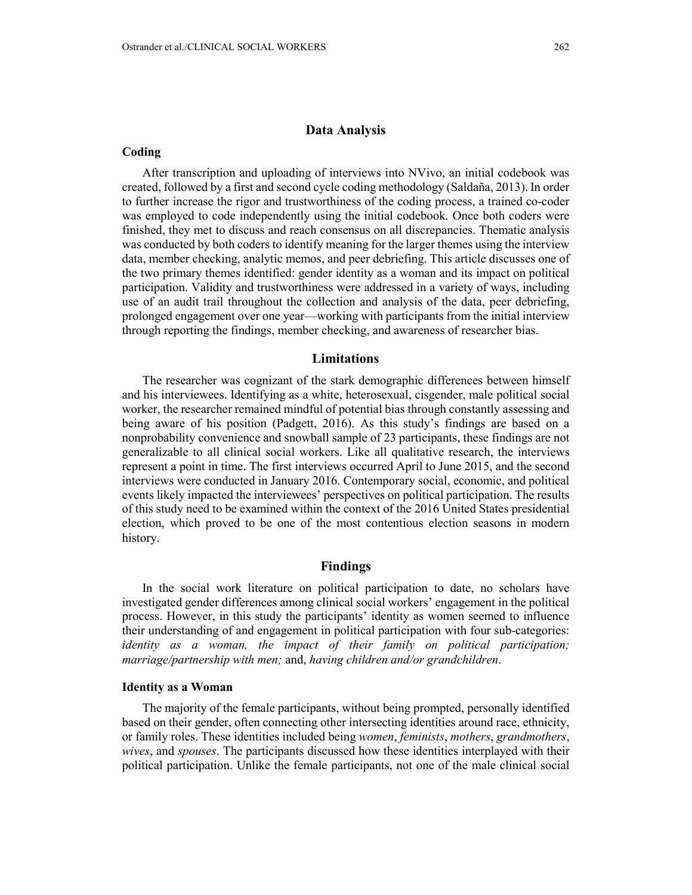## Data Analysis

### Coding

After transcription and uploading of interviews into NVivo, an initial codebook was created, followed by a first and second cycle coding methodology (Saldaña, 2013). In order to further increase the rigor and trustworthiness of the coding process, a trained co-coder was employed to code independently using the initial codebook. Once both coders were finished, they met to discuss and reach consensus on all discrepancies. Thematic analysis was conducted by both coders to identify meaning for the larger themes using the interview data, member checking, analytic memos, and peer debriefing. This article discusses one of the two primary themes identified: gender identity as a woman and its impact on political participation. Validity and trustworthiness were addressed in a variety of ways, including use of an audit trail throughout the collection and analysis of the data, peer debriefing, prolonged engagement over one year—working with participants from the initial interview through reporting the findings, member checking, and awareness of researcher bias.

## Limitations

The researcher was cognizant of the stark demographic differences between himself and his interviewees. Identifying as a white, heterosexual, cisgender, male political social worker, the researcher remained mindful of potential bias through constantly assessing and being aware of his position (Padgett, 2016). As this study's findings are based on a nonprobability convenience and snowball sample of 23 participants, these findings are not generalizable to all clinical social workers. Like all qualitative research, the interviews represent a point in time. The first interviews occurred April to June 2015, and the second interviews were conducted in January 2016. Contemporary social, economic, and political events likely impacted the interviewees' perspectives on political participation. The results of this study need to be examined within the context of the 2016 United States presidential election, which proved to be one of the most contentious election seasons in modern history.

## Findings

In the social work literature on political participation to date, no scholars have investigated gender differences among clinical social workers' engagement in the political process. However, in this study the participants' identity as women seemed to influence their understanding of and engagement in political participation with four sub-categories: *identity as a woman, the impact of their family on political participation; marriage/partnership with men;* and, *having children and/or grandchildren*.

### Identity as a Woman

The majority of the female participants, without being prompted, personally identified based on their gender, often connecting other intersecting identities around race, ethnicity, or family roles. These identities included being *women*, *feminists*, *mothers*, *grandmothers*, *wives*, and *spouses*. The participants discussed how these identities interplayed with their political participation. Unlike the female participants, not one of the male clinical social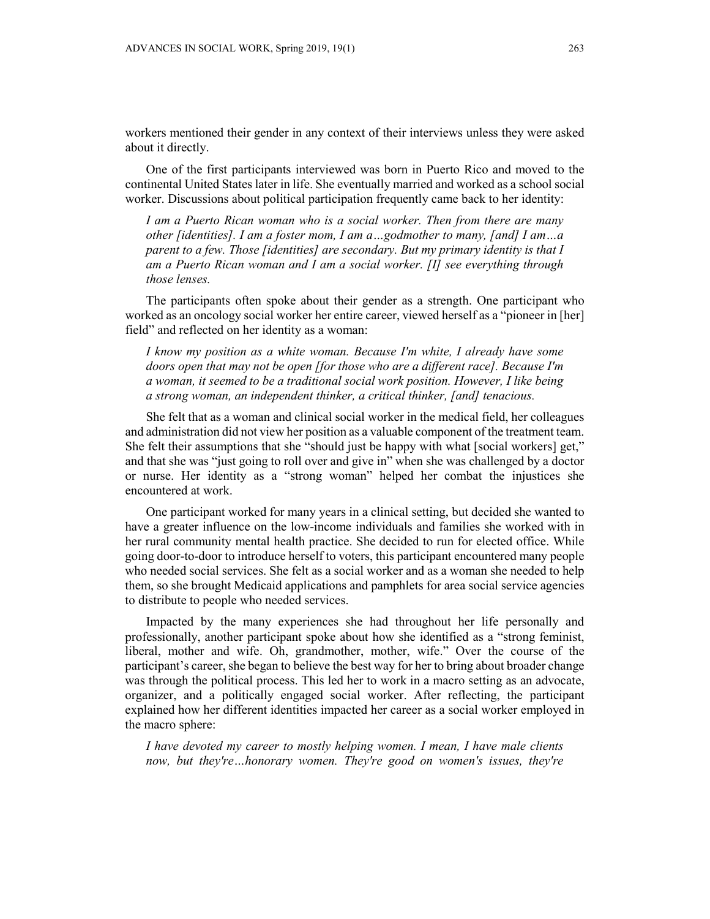workers mentioned their gender in any context of their interviews unless they were asked about it directly.

One of the first participants interviewed was born in Puerto Rico and moved to the continental United States later in life. She eventually married and worked as a school social worker. Discussions about political participation frequently came back to her identity:

> *I am a Puerto Rican woman who is a social worker. Then from there are many other [identities]. I am a foster mom, I am a…godmother to many, [and] I am…a parent to a few. Those [identities] are secondary. But my primary identity is that I am a Puerto Rican woman and I am a social worker. [I] see everything through those lenses.*

The participants often spoke about their gender as a strength. One participant who worked as an oncology social worker her entire career, viewed herself as a "pioneer in [her] field" and reflected on her identity as a woman:

> *I know my position as a white woman. Because I'm white, I already have some doors open that may not be open [for those who are a different race]. Because I'm a woman, it seemed to be a traditional social work position. However, I like being a strong woman, an independent thinker, a critical thinker, [and] tenacious.*

She felt that as a woman and clinical social worker in the medical field, her colleagues and administration did not view her position as a valuable component of the treatment team. She felt their assumptions that she "should just be happy with what [social workers] get," and that she was "just going to roll over and give in" when she was challenged by a doctor or nurse. Her identity as a "strong woman" helped her combat the injustices she encountered at work.

One participant worked for many years in a clinical setting, but decided she wanted to have a greater influence on the low-income individuals and families she worked with in her rural community mental health practice. She decided to run for elected office. While going door-to-door to introduce herself to voters, this participant encountered many people who needed social services. She felt as a social worker and as a woman she needed to help them, so she brought Medicaid applications and pamphlets for area social service agencies to distribute to people who needed services.

Impacted by the many experiences she had throughout her life personally and professionally, another participant spoke about how she identified as a "strong feminist, liberal, mother and wife. Oh, grandmother, mother, wife." Over the course of the participant's career, she began to believe the best way for her to bring about broader change was through the political process. This led her to work in a macro setting as an advocate, organizer, and a politically engaged social worker. After reflecting, the participant explained how her different identities impacted her career as a social worker employed in the macro sphere:

> *I have devoted my career to mostly helping women. I mean, I have male clients now, but they're…honorary women. They're good on women's issues, they're*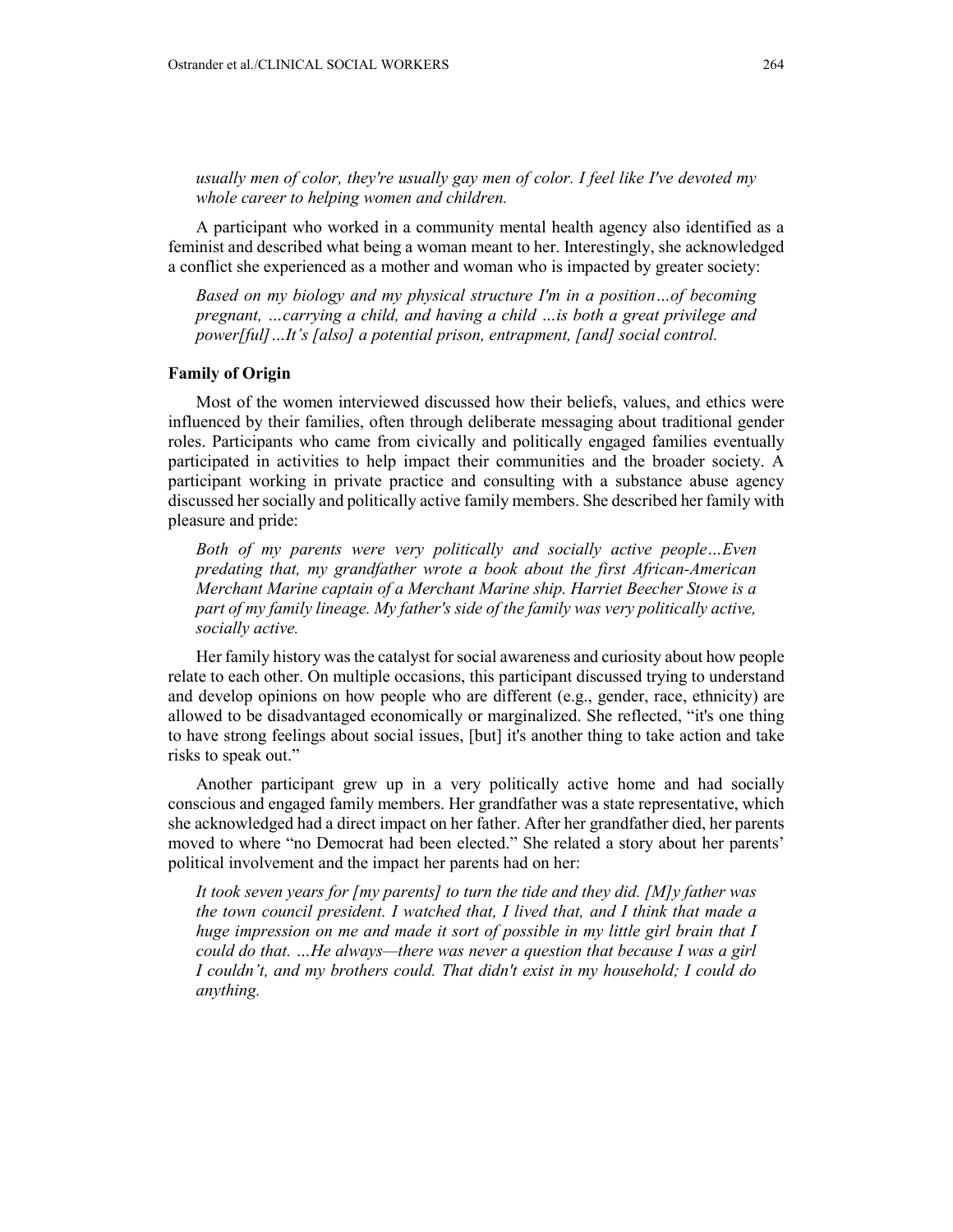*usually men of color, they're usually gay men of color. I feel like I've devoted my whole career to helping women and children.*

A participant who worked in a community mental health agency also identified as a feminist and described what being a woman meant to her. Interestingly, she acknowledged a conflict she experienced as a mother and woman who is impacted by greater society:

> *Based on my biology and my physical structure I'm in a position…of becoming pregnant, …carrying a child, and having a child …is both a great privilege and power[ful]…It's [also] a potential prison, entrapment, [and] social control.*

### Family of Origin

Most of the women interviewed discussed how their beliefs, values, and ethics were influenced by their families, often through deliberate messaging about traditional gender roles. Participants who came from civically and politically engaged families eventually participated in activities to help impact their communities and the broader society. A participant working in private practice and consulting with a substance abuse agency discussed her socially and politically active family members. She described her family with pleasure and pride:

> *Both of my parents were very politically and socially active people…Even predating that, my grandfather wrote a book about the first African-American Merchant Marine captain of a Merchant Marine ship. Harriet Beecher Stowe is a part of my family lineage. My father's side of the family was very politically active, socially active.*

Her family history was the catalyst for social awareness and curiosity about how people relate to each other. On multiple occasions, this participant discussed trying to understand and develop opinions on how people who are different (e.g., gender, race, ethnicity) are allowed to be disadvantaged economically or marginalized. She reflected, "it's one thing to have strong feelings about social issues, [but] it's another thing to take action and take risks to speak out."

Another participant grew up in a very politically active home and had socially conscious and engaged family members. Her grandfather was a state representative, which she acknowledged had a direct impact on her father. After her grandfather died, her parents moved to where "no Democrat had been elected." She related a story about her parents' political involvement and the impact her parents had on her:

> *It took seven years for [my parents] to turn the tide and they did. [M]y father was the town council president. I watched that, I lived that, and I think that made a huge impression on me and made it sort of possible in my little girl brain that I could do that. …He always—there was never a question that because I was a girl I couldn't, and my brothers could. That didn't exist in my household; I could do anything.*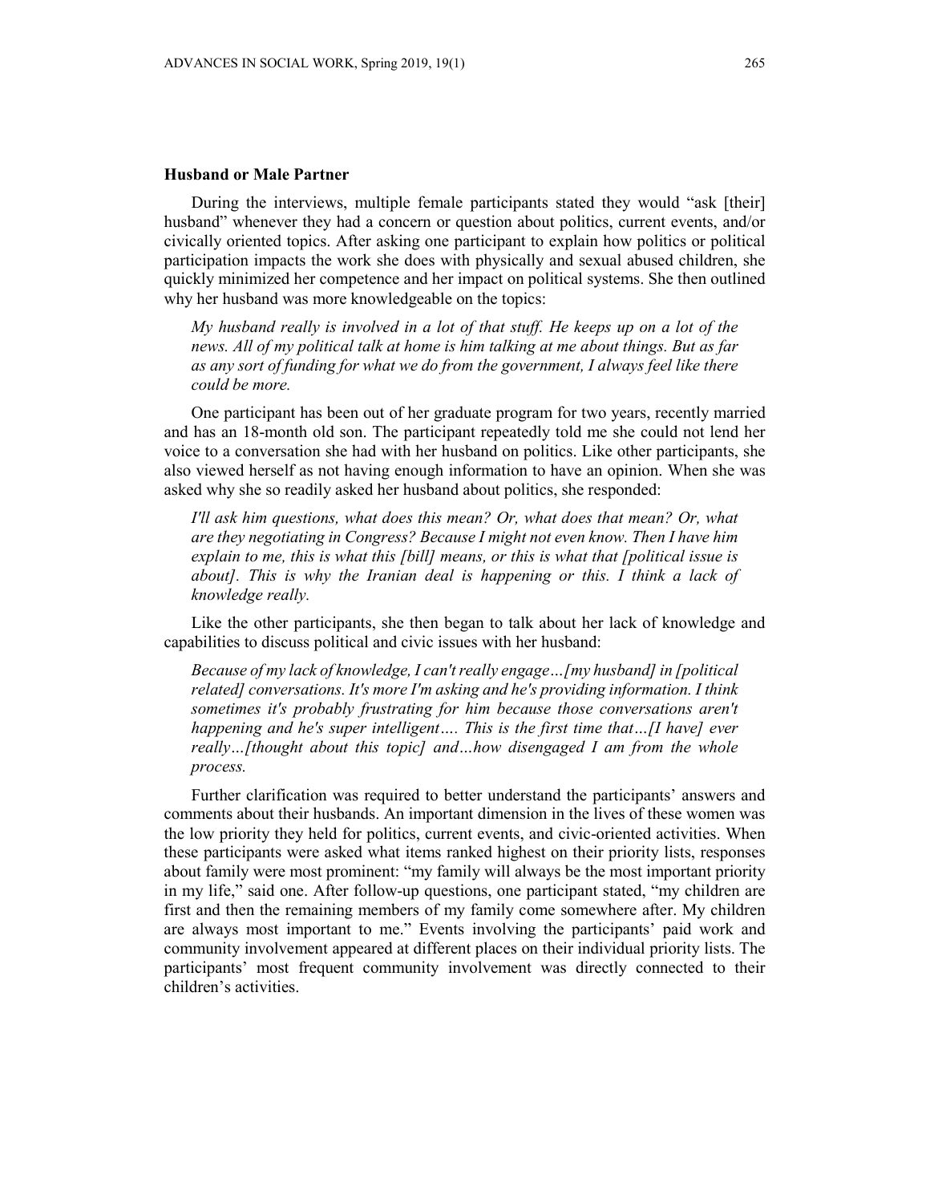### Husband or Male Partner

During the interviews, multiple female participants stated they would "ask [their] husband" whenever they had a concern or question about politics, current events, and/or civically oriented topics. After asking one participant to explain how politics or political participation impacts the work she does with physically and sexual abused children, she quickly minimized her competence and her impact on political systems. She then outlined why her husband was more knowledgeable on the topics:

> *My husband really is involved in a lot of that stuff. He keeps up on a lot of the news. All of my political talk at home is him talking at me about things. But as far as any sort of funding for what we do from the government, I always feel like there could be more.*

One participant has been out of her graduate program for two years, recently married and has an 18-month old son. The participant repeatedly told me she could not lend her voice to a conversation she had with her husband on politics. Like other participants, she also viewed herself as not having enough information to have an opinion. When she was asked why she so readily asked her husband about politics, she responded:

> *I'll ask him questions, what does this mean? Or, what does that mean? Or, what are they negotiating in Congress? Because I might not even know. Then I have him explain to me, this is what this [bill] means, or this is what that [political issue is about]. This is why the Iranian deal is happening or this. I think a lack of knowledge really.*

Like the other participants, she then began to talk about her lack of knowledge and capabilities to discuss political and civic issues with her husband:

> *Because of my lack of knowledge, I can't really engage…[my husband] in [political related] conversations. It's more I'm asking and he's providing information. I think sometimes it's probably frustrating for him because those conversations aren't happening and he's super intelligent…. This is the first time that…[I have] ever really…[thought about this topic] and…how disengaged I am from the whole process.*

Further clarification was required to better understand the participants' answers and comments about their husbands. An important dimension in the lives of these women was the low priority they held for politics, current events, and civic-oriented activities. When these participants were asked what items ranked highest on their priority lists, responses about family were most prominent: "my family will always be the most important priority in my life," said one. After follow-up questions, one participant stated, "my children are first and then the remaining members of my family come somewhere after. My children are always most important to me." Events involving the participants' paid work and community involvement appeared at different places on their individual priority lists. The participants' most frequent community involvement was directly connected to their children's activities.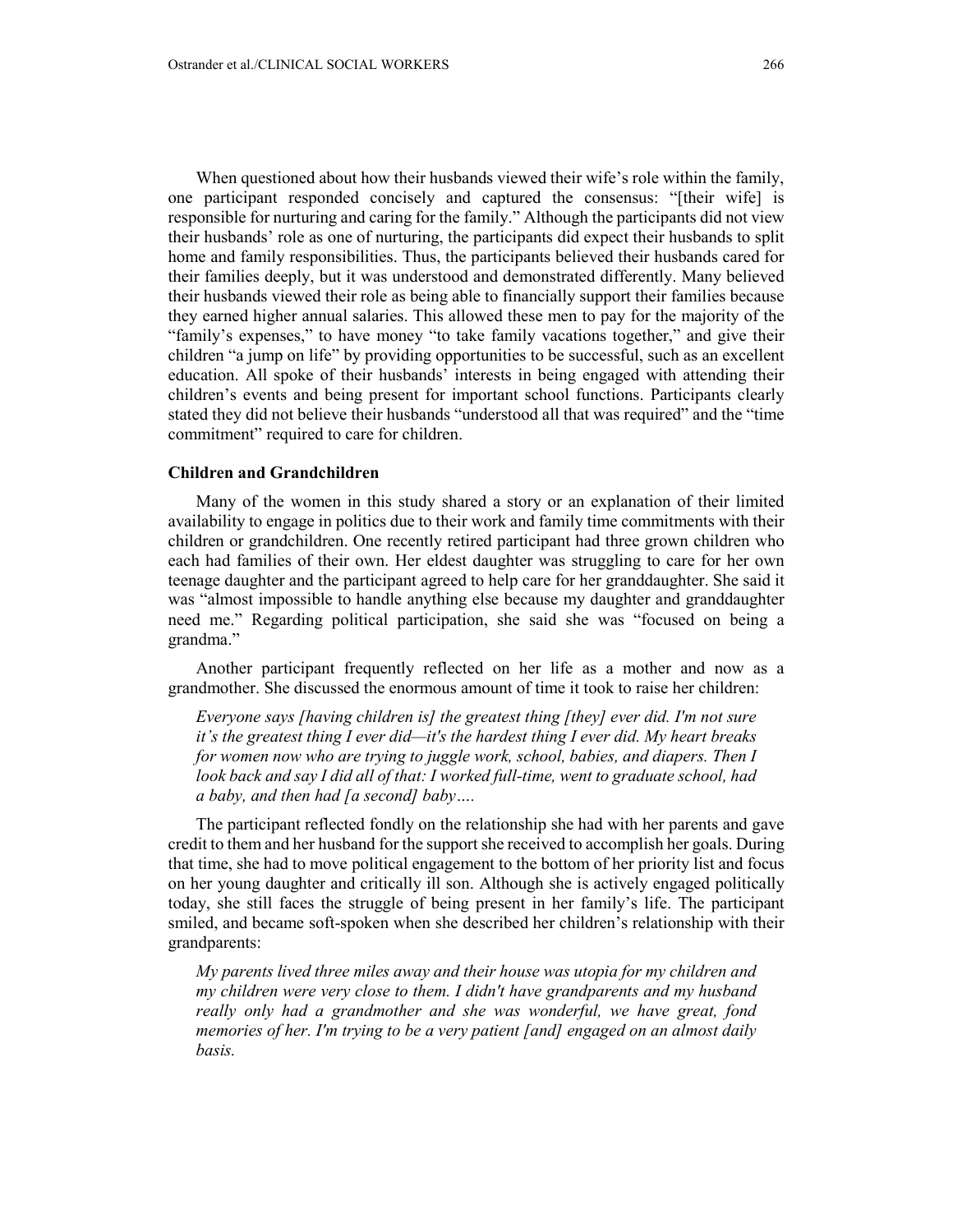When questioned about how their husbands viewed their wife's role within the family, one participant responded concisely and captured the consensus: "[their wife] is responsible for nurturing and caring for the family." Although the participants did not view their husbands' role as one of nurturing, the participants did expect their husbands to split home and family responsibilities. Thus, the participants believed their husbands cared for their families deeply, but it was understood and demonstrated differently. Many believed their husbands viewed their role as being able to financially support their families because they earned higher annual salaries. This allowed these men to pay for the majority of the "family's expenses," to have money "to take family vacations together," and give their children "a jump on life" by providing opportunities to be successful, such as an excellent education. All spoke of their husbands' interests in being engaged with attending their children's events and being present for important school functions. Participants clearly stated they did not believe their husbands "understood all that was required" and the "time commitment" required to care for children.

### Children and Grandchildren

Many of the women in this study shared a story or an explanation of their limited availability to engage in politics due to their work and family time commitments with their children or grandchildren. One recently retired participant had three grown children who each had families of their own. Her eldest daughter was struggling to care for her own teenage daughter and the participant agreed to help care for her granddaughter. She said it was "almost impossible to handle anything else because my daughter and granddaughter need me." Regarding political participation, she said she was "focused on being a grandma."

Another participant frequently reflected on her life as a mother and now as a grandmother. She discussed the enormous amount of time it took to raise her children:

> *Everyone says [having children is] the greatest thing [they] ever did. I'm not sure it's the greatest thing I ever did—it's the hardest thing I ever did. My heart breaks for women now who are trying to juggle work, school, babies, and diapers. Then I look back and say I did all of that: I worked full-time, went to graduate school, had a baby, and then had [a second] baby….*

The participant reflected fondly on the relationship she had with her parents and gave credit to them and her husband for the support she received to accomplish her goals. During that time, she had to move political engagement to the bottom of her priority list and focus on her young daughter and critically ill son. Although she is actively engaged politically today, she still faces the struggle of being present in her family's life. The participant smiled, and became soft-spoken when she described her children's relationship with their grandparents:

> *My parents lived three miles away and their house was utopia for my children and my children were very close to them. I didn't have grandparents and my husband really only had a grandmother and she was wonderful, we have great, fond memories of her. I'm trying to be a very patient [and] engaged on an almost daily basis.*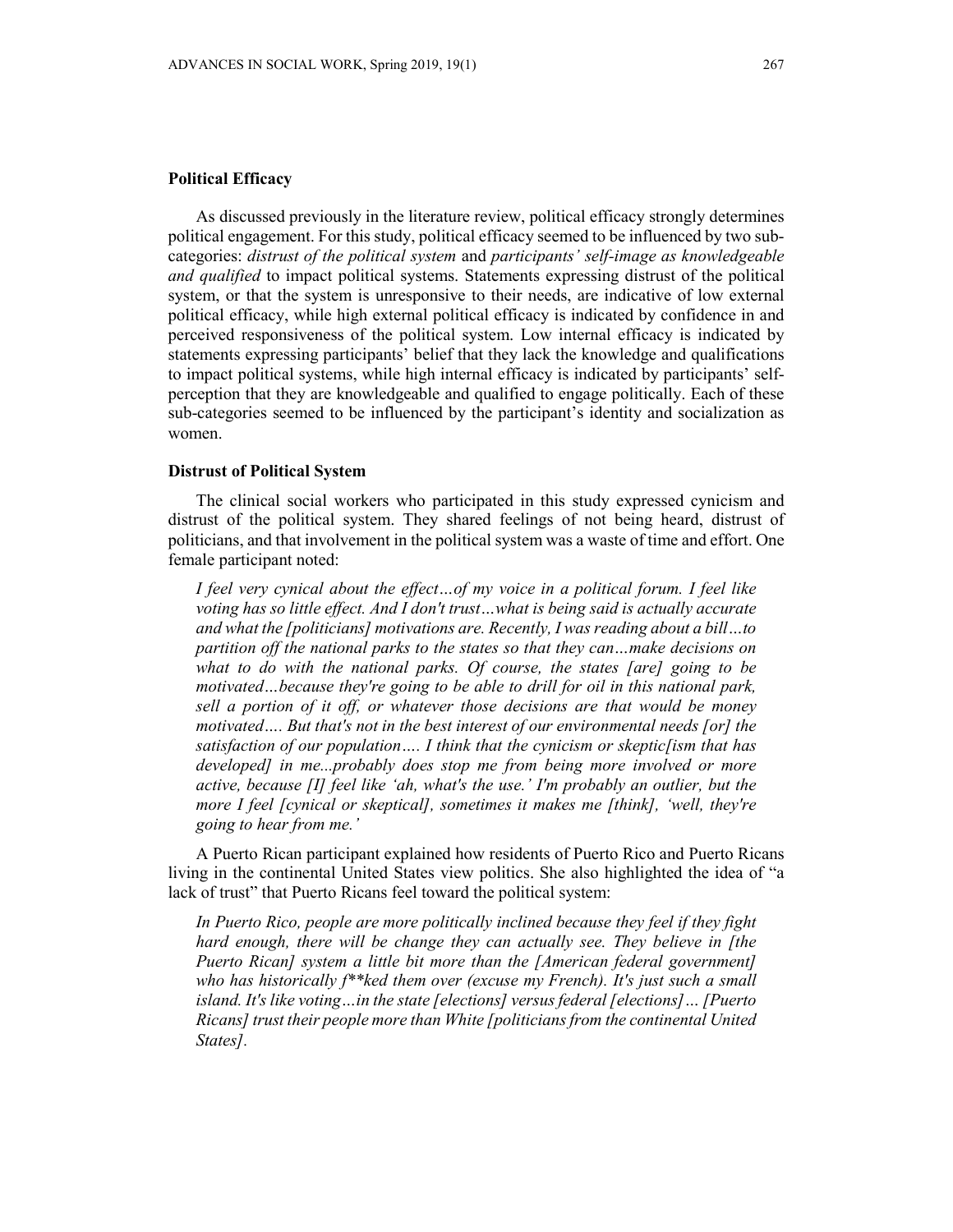### Political Efficacy

As discussed previously in the literature review, political efficacy strongly determines political engagement. For this study, political efficacy seemed to be influenced by two sub-categories: *distrust of the political system* and *participants' self-image as knowledgeable and qualified* to impact political systems. Statements expressing distrust of the political system, or that the system is unresponsive to their needs, are indicative of low external political efficacy, while high external political efficacy is indicated by confidence in and perceived responsiveness of the political system. Low internal efficacy is indicated by statements expressing participants' belief that they lack the knowledge and qualifications to impact political systems, while high internal efficacy is indicated by participants' self-perception that they are knowledgeable and qualified to engage politically. Each of these sub-categories seemed to be influenced by the participant's identity and socialization as women.

### Distrust of Political System

The clinical social workers who participated in this study expressed cynicism and distrust of the political system. They shared feelings of not being heard, distrust of politicians, and that involvement in the political system was a waste of time and effort. One female participant noted:

> *I feel very cynical about the effect…of my voice in a political forum. I feel like voting has so little effect. And I don't trust…what is being said is actually accurate and what the [politicians] motivations are. Recently, I was reading about a bill…to partition off the national parks to the states so that they can…make decisions on what to do with the national parks. Of course, the states [are] going to be motivated…because they're going to be able to drill for oil in this national park, sell a portion of it off, or whatever those decisions are that would be money motivated…. But that's not in the best interest of our environmental needs [or] the satisfaction of our population…. I think that the cynicism or skeptic[ism that has developed] in me...probably does stop me from being more involved or more active, because [I] feel like 'ah, what's the use.' I'm probably an outlier, but the more I feel [cynical or skeptical], sometimes it makes me [think], 'well, they're going to hear from me.'*

A Puerto Rican participant explained how residents of Puerto Rico and Puerto Ricans living in the continental United States view politics. She also highlighted the idea of "a lack of trust" that Puerto Ricans feel toward the political system:

> *In Puerto Rico, people are more politically inclined because they feel if they fight hard enough, there will be change they can actually see. They believe in [the Puerto Rican] system a little bit more than the [American federal government] who has historically f**ked them over (excuse my French). It's just such a small island. It's like voting…in the state [elections] versus federal [elections]… [Puerto Ricans] trust their people more than White [politicians from the continental United States].*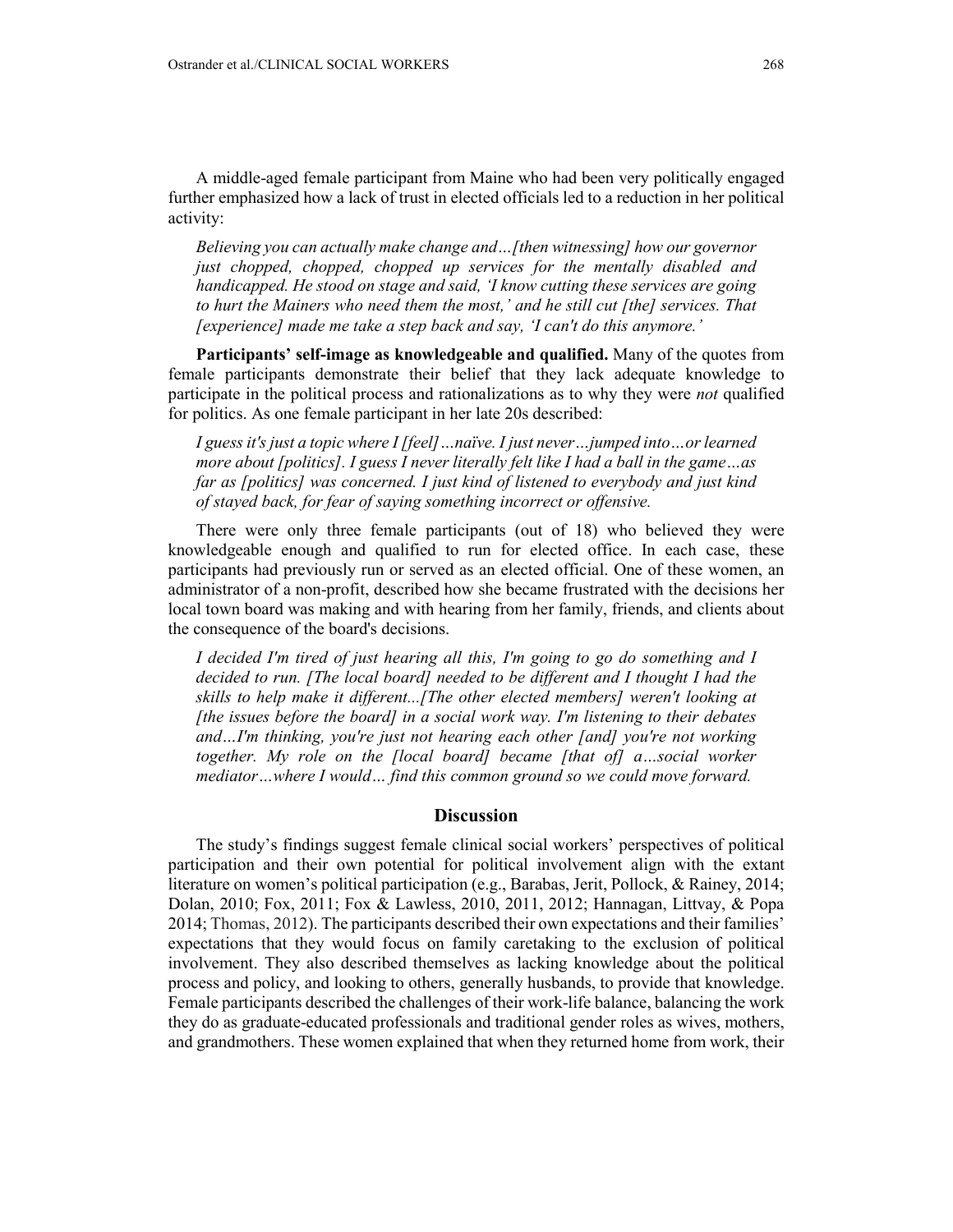A middle-aged female participant from Maine who had been very politically engaged further emphasized how a lack of trust in elected officials led to a reduction in her political activity:

> *Believing you can actually make change and…[then witnessing] how our governor just chopped, chopped, chopped up services for the mentally disabled and handicapped. He stood on stage and said, 'I know cutting these services are going to hurt the Mainers who need them the most,' and he still cut [the] services. That [experience] made me take a step back and say, 'I can't do this anymore.'*

**Participants' self-image as knowledgeable and qualified.** Many of the quotes from female participants demonstrate their belief that they lack adequate knowledge to participate in the political process and rationalizations as to why they were *not* qualified for politics. As one female participant in her late 20s described:

> *I guess it's just a topic where I [feel]…naïve. I just never…jumped into…or learned more about [politics]. I guess I never literally felt like I had a ball in the game…as far as [politics] was concerned. I just kind of listened to everybody and just kind of stayed back, for fear of saying something incorrect or offensive.*

There were only three female participants (out of 18) who believed they were knowledgeable enough and qualified to run for elected office. In each case, these participants had previously run or served as an elected official. One of these women, an administrator of a non-profit, described how she became frustrated with the decisions her local town board was making and with hearing from her family, friends, and clients about the consequence of the board's decisions.

> *I decided I'm tired of just hearing all this, I'm going to go do something and I decided to run. [The local board] needed to be different and I thought I had the skills to help make it different...[The other elected members] weren't looking at [the issues before the board] in a social work way. I'm listening to their debates and…I'm thinking, you're just not hearing each other [and] you're not working together. My role on the [local board] became [that of] a…social worker mediator…where I would… find this common ground so we could move forward.*

## Discussion

The study's findings suggest female clinical social workers' perspectives of political participation and their own potential for political involvement align with the extant literature on women's political participation (e.g., Barabas, Jerit, Pollock, & Rainey, 2014; Dolan, 2010; Fox, 2011; Fox & Lawless, 2010, 2011, 2012; Hannagan, Littvay, & Popa 2014; Thomas, 2012). The participants described their own expectations and their families' expectations that they would focus on family caretaking to the exclusion of political involvement. They also described themselves as lacking knowledge about the political process and policy, and looking to others, generally husbands, to provide that knowledge. Female participants described the challenges of their work-life balance, balancing the work they do as graduate-educated professionals and traditional gender roles as wives, mothers, and grandmothers. These women explained that when they returned home from work, their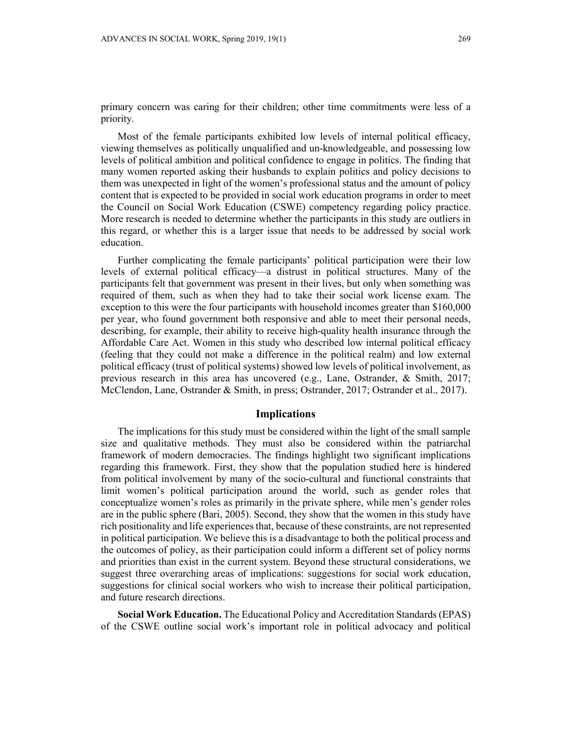primary concern was caring for their children; other time commitments were less of a priority.

Most of the female participants exhibited low levels of internal political efficacy, viewing themselves as politically unqualified and un-knowledgeable, and possessing low levels of political ambition and political confidence to engage in politics. The finding that many women reported asking their husbands to explain politics and policy decisions to them was unexpected in light of the women's professional status and the amount of policy content that is expected to be provided in social work education programs in order to meet the Council on Social Work Education (CSWE) competency regarding policy practice. More research is needed to determine whether the participants in this study are outliers in this regard, or whether this is a larger issue that needs to be addressed by social work education.

Further complicating the female participants' political participation were their low levels of external political efficacy—a distrust in political structures. Many of the participants felt that government was present in their lives, but only when something was required of them, such as when they had to take their social work license exam. The exception to this were the four participants with household incomes greater than $160,000 per year, who found government both responsive and able to meet their personal needs, describing, for example, their ability to receive high-quality health insurance through the Affordable Care Act. Women in this study who described low internal political efficacy (feeling that they could not make a difference in the political realm) and low external political efficacy (trust of political systems) showed low levels of political involvement, as previous research in this area has uncovered (e.g., Lane, Ostrander, & Smith, 2017; McClendon, Lane, Ostrander & Smith, in press; Ostrander, 2017; Ostrander et al., 2017).

## Implications

The implications for this study must be considered within the light of the small sample size and qualitative methods. They must also be considered within the patriarchal framework of modern democracies. The findings highlight two significant implications regarding this framework. First, they show that the population studied here is hindered from political involvement by many of the socio-cultural and functional constraints that limit women's political participation around the world, such as gender roles that conceptualize women's roles as primarily in the private sphere, while men's gender roles are in the public sphere (Bari, 2005). Second, they show that the women in this study have rich positionality and life experiences that, because of these constraints, are not represented in political participation. We believe this is a disadvantage to both the political process and the outcomes of policy, as their participation could inform a different set of policy norms and priorities than exist in the current system. Beyond these structural considerations, we suggest three overarching areas of implications: suggestions for social work education, suggestions for clinical social workers who wish to increase their political participation, and future research directions.

**Social Work Education.** The Educational Policy and Accreditation Standards (EPAS) of the CSWE outline social work's important role in political advocacy and political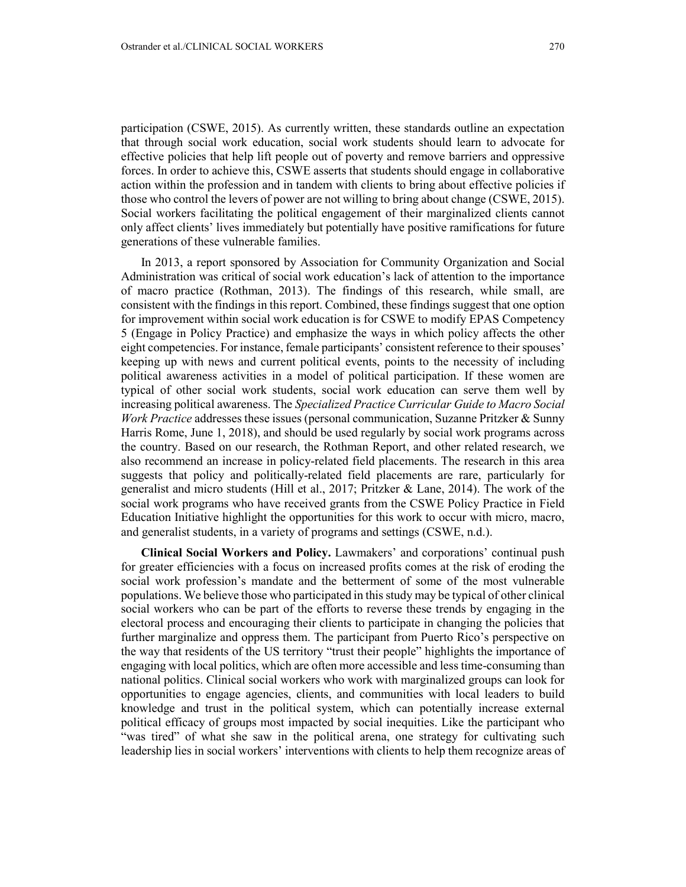participation (CSWE, 2015). As currently written, these standards outline an expectation that through social work education, social work students should learn to advocate for effective policies that help lift people out of poverty and remove barriers and oppressive forces. In order to achieve this, CSWE asserts that students should engage in collaborative action within the profession and in tandem with clients to bring about effective policies if those who control the levers of power are not willing to bring about change (CSWE, 2015). Social workers facilitating the political engagement of their marginalized clients cannot only affect clients' lives immediately but potentially have positive ramifications for future generations of these vulnerable families.

In 2013, a report sponsored by Association for Community Organization and Social Administration was critical of social work education's lack of attention to the importance of macro practice (Rothman, 2013). The findings of this research, while small, are consistent with the findings in this report. Combined, these findings suggest that one option for improvement within social work education is for CSWE to modify EPAS Competency 5 (Engage in Policy Practice) and emphasize the ways in which policy affects the other eight competencies. For instance, female participants' consistent reference to their spouses' keeping up with news and current political events, points to the necessity of including political awareness activities in a model of political participation. If these women are typical of other social work students, social work education can serve them well by increasing political awareness. The *Specialized Practice Curricular Guide to Macro Social Work Practice* addresses these issues (personal communication, Suzanne Pritzker & Sunny Harris Rome, June 1, 2018), and should be used regularly by social work programs across the country. Based on our research, the Rothman Report, and other related research, we also recommend an increase in policy-related field placements. The research in this area suggests that policy and politically-related field placements are rare, particularly for generalist and micro students (Hill et al., 2017; Pritzker & Lane, 2014). The work of the social work programs who have received grants from the CSWE Policy Practice in Field Education Initiative highlight the opportunities for this work to occur with micro, macro, and generalist students, in a variety of programs and settings (CSWE, n.d.).

**Clinical Social Workers and Policy.** Lawmakers' and corporations' continual push for greater efficiencies with a focus on increased profits comes at the risk of eroding the social work profession's mandate and the betterment of some of the most vulnerable populations. We believe those who participated in this study may be typical of other clinical social workers who can be part of the efforts to reverse these trends by engaging in the electoral process and encouraging their clients to participate in changing the policies that further marginalize and oppress them. The participant from Puerto Rico's perspective on the way that residents of the US territory "trust their people" highlights the importance of engaging with local politics, which are often more accessible and less time-consuming than national politics. Clinical social workers who work with marginalized groups can look for opportunities to engage agencies, clients, and communities with local leaders to build knowledge and trust in the political system, which can potentially increase external political efficacy of groups most impacted by social inequities. Like the participant who "was tired" of what she saw in the political arena, one strategy for cultivating such leadership lies in social workers' interventions with clients to help them recognize areas of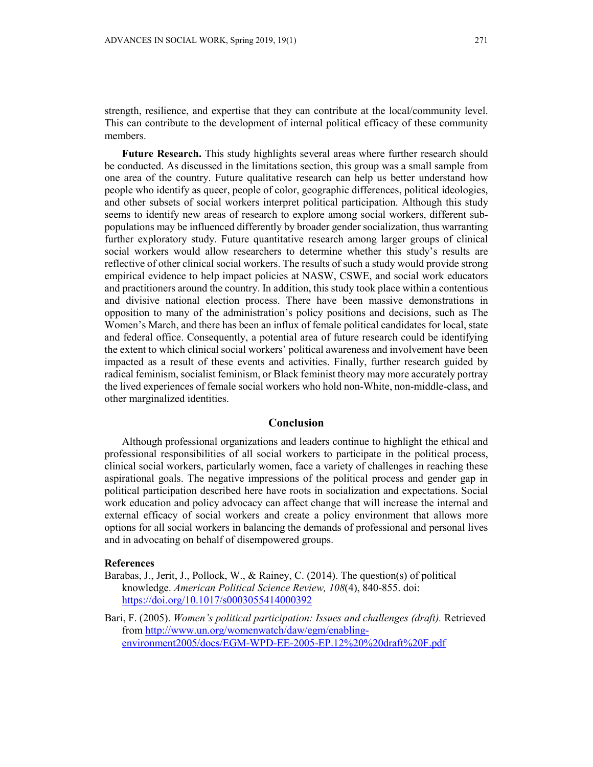strength, resilience, and expertise that they can contribute at the local/community level. This can contribute to the development of internal political efficacy of these community members.

**Future Research.** This study highlights several areas where further research should be conducted. As discussed in the limitations section, this group was a small sample from one area of the country. Future qualitative research can help us better understand how people who identify as queer, people of color, geographic differences, political ideologies, and other subsets of social workers interpret political participation. Although this study seems to identify new areas of research to explore among social workers, different sub-populations may be influenced differently by broader gender socialization, thus warranting further exploratory study. Future quantitative research among larger groups of clinical social workers would allow researchers to determine whether this study's results are reflective of other clinical social workers. The results of such a study would provide strong empirical evidence to help impact policies at NASW, CSWE, and social work educators and practitioners around the country. In addition, this study took place within a contentious and divisive national election process. There have been massive demonstrations in opposition to many of the administration's policy positions and decisions, such as The Women's March, and there has been an influx of female political candidates for local, state and federal office. Consequently, a potential area of future research could be identifying the extent to which clinical social workers' political awareness and involvement have been impacted as a result of these events and activities. Finally, further research guided by radical feminism, socialist feminism, or Black feminist theory may more accurately portray the lived experiences of female social workers who hold non-White, non-middle-class, and other marginalized identities.

## Conclusion

Although professional organizations and leaders continue to highlight the ethical and professional responsibilities of all social workers to participate in the political process, clinical social workers, particularly women, face a variety of challenges in reaching these aspirational goals. The negative impressions of the political process and gender gap in political participation described here have roots in socialization and expectations. Social work education and policy advocacy can affect change that will increase the internal and external efficacy of social workers and create a policy environment that allows more options for all social workers in balancing the demands of professional and personal lives and in advocating on behalf of disempowered groups.

**References**

Barabas, J., Jerit, J., Pollock, W., & Rainey, C. (2014). The question(s) of political knowledge. *American Political Science Review, 108*(4), 840-855. doi: https://doi.org/10.1017/s0003055414000392

Bari, F. (2005). *Women's political participation: Issues and challenges (draft).* Retrieved from http://www.un.org/womenwatch/daw/egm/enabling-environment2005/docs/EGM-WPD-EE-2005-EP.12%20%20draft%20F.pdf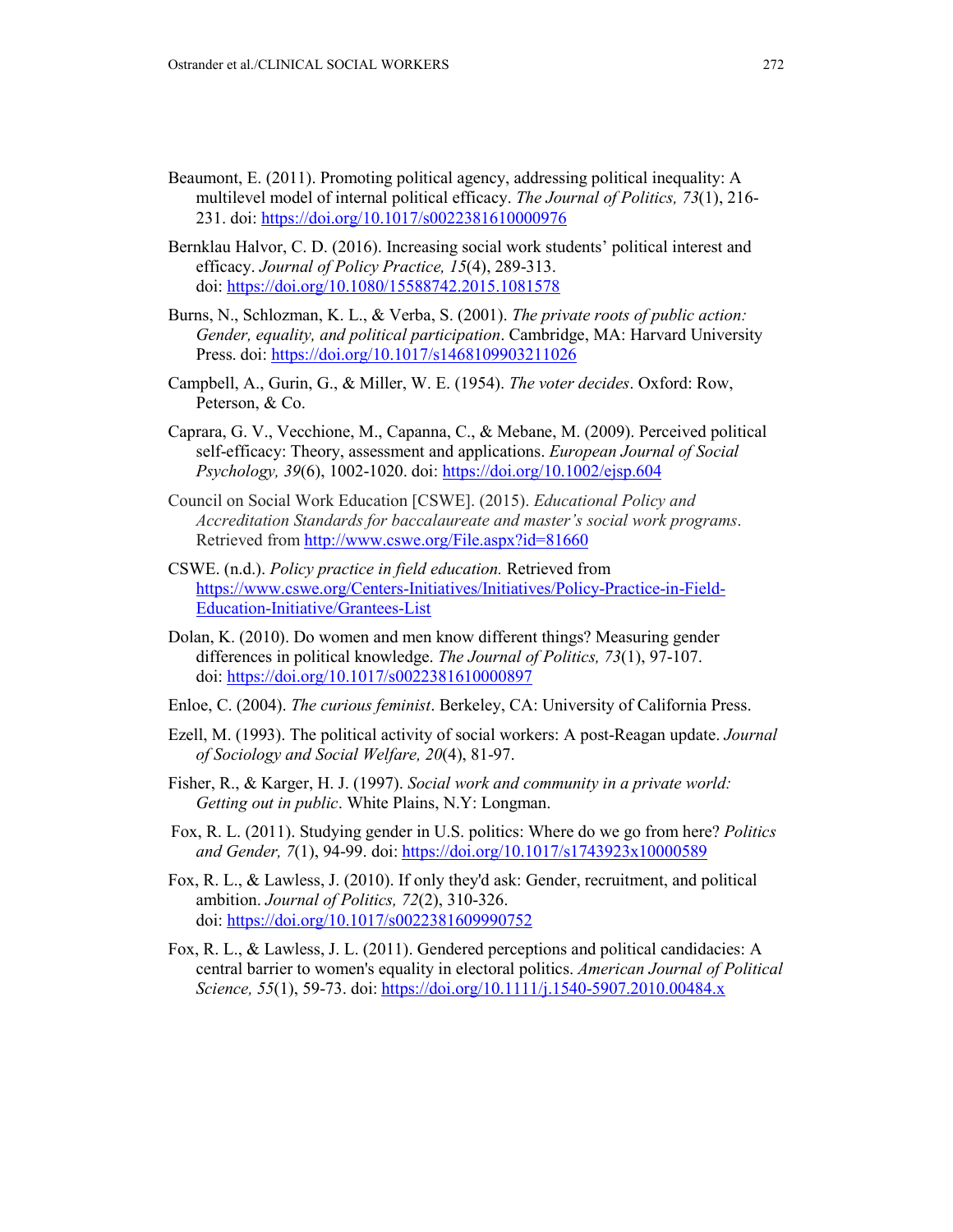Beaumont, E. (2011). Promoting political agency, addressing political inequality: A multilevel model of internal political efficacy. *The Journal of Politics, 73*(1), 216-231. doi: https://doi.org/10.1017/s0022381610000976

Bernklau Halvor, C. D. (2016). Increasing social work students' political interest and efficacy. *Journal of Policy Practice, 15*(4), 289-313. doi: https://doi.org/10.1080/15588742.2015.1081578

Burns, N., Schlozman, K. L., & Verba, S. (2001). *The private roots of public action: Gender, equality, and political participation*. Cambridge, MA: Harvard University Press. doi: https://doi.org/10.1017/s1468109903211026

Campbell, A., Gurin, G., & Miller, W. E. (1954). *The voter decides*. Oxford: Row, Peterson, & Co.

Caprara, G. V., Vecchione, M., Capanna, C., & Mebane, M. (2009). Perceived political self-efficacy: Theory, assessment and applications. *European Journal of Social Psychology, 39*(6), 1002-1020. doi: https://doi.org/10.1002/ejsp.604

Council on Social Work Education [CSWE]. (2015). *Educational Policy and Accreditation Standards for baccalaureate and master's social work programs*. Retrieved from http://www.cswe.org/File.aspx?id=81660

CSWE. (n.d.). *Policy practice in field education.* Retrieved from https://www.cswe.org/Centers-Initiatives/Initiatives/Policy-Practice-in-Field-Education-Initiative/Grantees-List

Dolan, K. (2010). Do women and men know different things? Measuring gender differences in political knowledge. *The Journal of Politics, 73*(1), 97-107. doi: https://doi.org/10.1017/s0022381610000897

Enloe, C. (2004). *The curious feminist*. Berkeley, CA: University of California Press.

Ezell, M. (1993). The political activity of social workers: A post-Reagan update. *Journal of Sociology and Social Welfare, 20*(4), 81-97.

Fisher, R., & Karger, H. J. (1997). *Social work and community in a private world: Getting out in public*. White Plains, N.Y: Longman.

Fox, R. L. (2011). Studying gender in U.S. politics: Where do we go from here? *Politics and Gender, 7*(1), 94-99. doi: https://doi.org/10.1017/s1743923x10000589

Fox, R. L., & Lawless, J. (2010). If only they'd ask: Gender, recruitment, and political ambition. *Journal of Politics, 72*(2), 310-326. doi: https://doi.org/10.1017/s0022381609990752

Fox, R. L., & Lawless, J. L. (2011). Gendered perceptions and political candidacies: A central barrier to women's equality in electoral politics. *American Journal of Political Science, 55*(1), 59-73. doi: https://doi.org/10.1111/j.1540-5907.2010.00484.x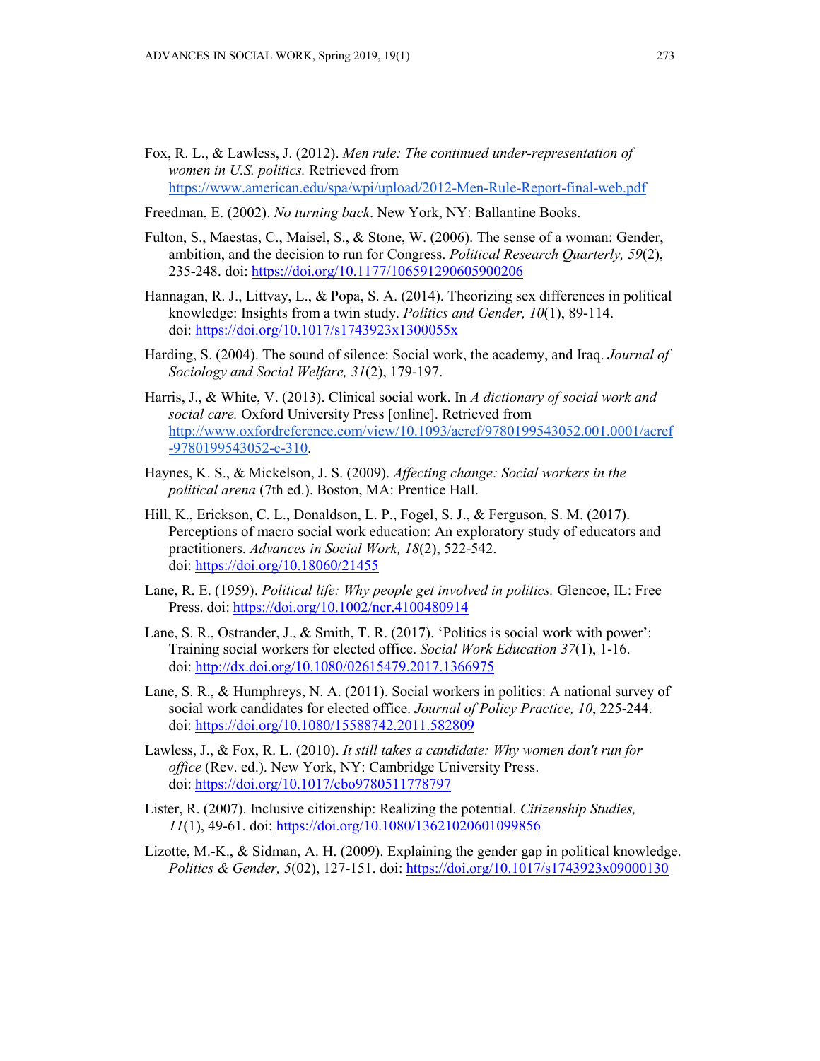Fox, R. L., & Lawless, J. (2012). *Men rule: The continued under-representation of women in U.S. politics.* Retrieved from https://www.american.edu/spa/wpi/upload/2012-Men-Rule-Report-final-web.pdf

Freedman, E. (2002). *No turning back*. New York, NY: Ballantine Books.

Fulton, S., Maestas, C., Maisel, S., & Stone, W. (2006). The sense of a woman: Gender, ambition, and the decision to run for Congress. *Political Research Quarterly, 59*(2), 235-248. doi: https://doi.org/10.1177/106591290605900206

Hannagan, R. J., Littvay, L., & Popa, S. A. (2014). Theorizing sex differences in political knowledge: Insights from a twin study. *Politics and Gender, 10*(1), 89-114. doi: https://doi.org/10.1017/s1743923x1300055x

Harding, S. (2004). The sound of silence: Social work, the academy, and Iraq. *Journal of Sociology and Social Welfare, 31*(2), 179-197.

Harris, J., & White, V. (2013). Clinical social work. In *A dictionary of social work and social care.* Oxford University Press [online]. Retrieved from http://www.oxfordreference.com/view/10.1093/acref/9780199543052.001.0001/acref-9780199543052-e-310.

Haynes, K. S., & Mickelson, J. S. (2009). *Affecting change: Social workers in the political arena* (7th ed.). Boston, MA: Prentice Hall.

Hill, K., Erickson, C. L., Donaldson, L. P., Fogel, S. J., & Ferguson, S. M. (2017). Perceptions of macro social work education: An exploratory study of educators and practitioners. *Advances in Social Work, 18*(2), 522-542. doi: https://doi.org/10.18060/21455

Lane, R. E. (1959). *Political life: Why people get involved in politics.* Glencoe, IL: Free Press. doi: https://doi.org/10.1002/ncr.4100480914

Lane, S. R., Ostrander, J., & Smith, T. R. (2017). 'Politics is social work with power': Training social workers for elected office. *Social Work Education 37*(1), 1-16. doi: http://dx.doi.org/10.1080/02615479.2017.1366975

Lane, S. R., & Humphreys, N. A. (2011). Social workers in politics: A national survey of social work candidates for elected office. *Journal of Policy Practice, 10*, 225-244. doi: https://doi.org/10.1080/15588742.2011.582809

Lawless, J., & Fox, R. L. (2010). *It still takes a candidate: Why women don't run for office* (Rev. ed.). New York, NY: Cambridge University Press. doi: https://doi.org/10.1017/cbo9780511778797

Lister, R. (2007). Inclusive citizenship: Realizing the potential. *Citizenship Studies, 11*(1), 49-61. doi: https://doi.org/10.1080/13621020601099856

Lizotte, M.-K., & Sidman, A. H. (2009). Explaining the gender gap in political knowledge. *Politics & Gender, 5*(02), 127-151. doi: https://doi.org/10.1017/s1743923x09000130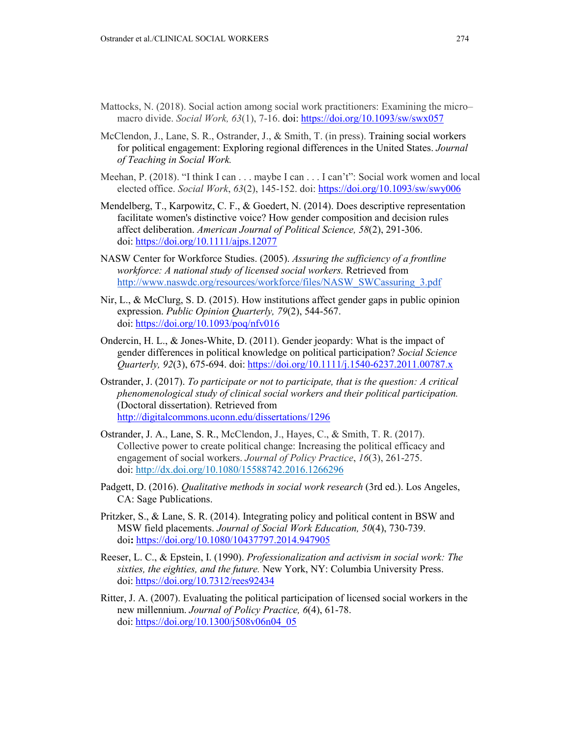Mattocks, N. (2018). Social action among social work practitioners: Examining the micro–macro divide. *Social Work, 63*(1), 7-16. doi: https://doi.org/10.1093/sw/swx057

McClendon, J., Lane, S. R., Ostrander, J., & Smith, T. (in press). Training social workers for political engagement: Exploring regional differences in the United States. *Journal of Teaching in Social Work.*

Meehan, P. (2018). "I think I can . . . maybe I can . . . I can't": Social work women and local elected office. *Social Work*, *63*(2), 145-152. doi: https://doi.org/10.1093/sw/swy006

Mendelberg, T., Karpowitz, C. F., & Goedert, N. (2014). Does descriptive representation facilitate women's distinctive voice? How gender composition and decision rules affect deliberation. *American Journal of Political Science, 58*(2), 291-306. doi: https://doi.org/10.1111/ajps.12077

NASW Center for Workforce Studies. (2005). *Assuring the sufficiency of a frontline workforce: A national study of licensed social workers.* Retrieved from http://www.naswdc.org/resources/workforce/files/NASW_SWCassuring_3.pdf

Nir, L., & McClurg, S. D. (2015). How institutions affect gender gaps in public opinion expression. *Public Opinion Quarterly, 79*(2), 544-567. doi: https://doi.org/10.1093/poq/nfv016

Ondercin, H. L., & Jones-White, D. (2011). Gender jeopardy: What is the impact of gender differences in political knowledge on political participation? *Social Science Quarterly, 92*(3), 675-694. doi: https://doi.org/10.1111/j.1540-6237.2011.00787.x

Ostrander, J. (2017). *To participate or not to participate, that is the question: A critical phenomenological study of clinical social workers and their political participation.* (Doctoral dissertation). Retrieved from http://digitalcommons.uconn.edu/dissertations/1296

Ostrander, J. A., Lane, S. R., McClendon, J., Hayes, C., & Smith, T. R. (2017). Collective power to create political change: Increasing the political efficacy and engagement of social workers. *Journal of Policy Practice*, *16*(3), 261-275. doi: http://dx.doi.org/10.1080/15588742.2016.1266296

Padgett, D. (2016). *Qualitative methods in social work research* (3rd ed.). Los Angeles, CA: Sage Publications.

Pritzker, S., & Lane, S. R. (2014). Integrating policy and political content in BSW and MSW field placements. *Journal of Social Work Education, 50*(4), 730-739. doi**:** https://doi.org/10.1080/10437797.2014.947905

Reeser, L. C., & Epstein, I. (1990). *Professionalization and activism in social work: The sixties, the eighties, and the future.* New York, NY: Columbia University Press. doi: https://doi.org/10.7312/rees92434

Ritter, J. A. (2007). Evaluating the political participation of licensed social workers in the new millennium. *Journal of Policy Practice, 6*(4), 61-78. doi: https://doi.org/10.1300/j508v06n04_05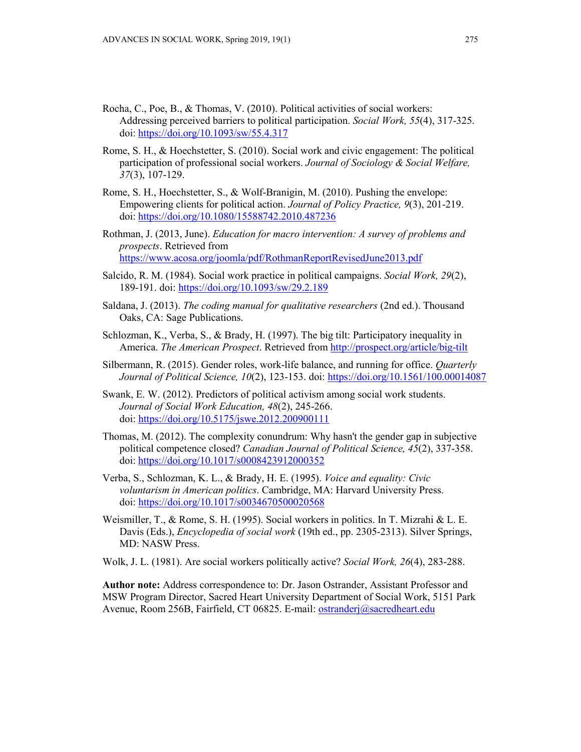Rocha, C., Poe, B., & Thomas, V. (2010). Political activities of social workers: Addressing perceived barriers to political participation. *Social Work, 55*(4), 317-325. doi: https://doi.org/10.1093/sw/55.4.317

Rome, S. H., & Hoechstetter, S. (2010). Social work and civic engagement: The political participation of professional social workers. *Journal of Sociology & Social Welfare, 37*(3), 107-129.

Rome, S. H., Hoechstetter, S., & Wolf-Branigin, M. (2010). Pushing the envelope: Empowering clients for political action. *Journal of Policy Practice, 9*(3), 201-219. doi: https://doi.org/10.1080/15588742.2010.487236

Rothman, J. (2013, June). *Education for macro intervention: A survey of problems and prospects*. Retrieved from https://www.acosa.org/joomla/pdf/RothmanReportRevisedJune2013.pdf

Salcido, R. M. (1984). Social work practice in political campaigns. *Social Work, 29*(2), 189-191. doi: https://doi.org/10.1093/sw/29.2.189

Saldana, J. (2013). *The coding manual for qualitative researchers* (2nd ed.). Thousand Oaks, CA: Sage Publications.

Schlozman, K., Verba, S., & Brady, H. (1997). The big tilt: Participatory inequality in America. *The American Prospect*. Retrieved from http://prospect.org/article/big-tilt

Silbermann, R. (2015). Gender roles, work-life balance, and running for office. *Quarterly Journal of Political Science, 10*(2), 123-153. doi: https://doi.org/10.1561/100.00014087

Swank, E. W. (2012). Predictors of political activism among social work students. *Journal of Social Work Education, 48*(2), 245-266. doi: https://doi.org/10.5175/jswe.2012.200900111

Thomas, M. (2012). The complexity conundrum: Why hasn't the gender gap in subjective political competence closed? *Canadian Journal of Political Science, 45*(2), 337-358. doi: https://doi.org/10.1017/s0008423912000352

Verba, S., Schlozman, K. L., & Brady, H. E. (1995). *Voice and equality: Civic voluntarism in American politics*. Cambridge, MA: Harvard University Press. doi: https://doi.org/10.1017/s0034670500020568

Weismiller, T., & Rome, S. H. (1995). Social workers in politics. In T. Mizrahi & L. E. Davis (Eds.), *Encyclopedia of social work* (19th ed., pp. 2305-2313). Silver Springs, MD: NASW Press.

Wolk, J. L. (1981). Are social workers politically active? *Social Work, 26*(4), 283-288.

**Author note:** Address correspondence to: Dr. Jason Ostrander, Assistant Professor and MSW Program Director, Sacred Heart University Department of Social Work, 5151 Park Avenue, Room 256B, Fairfield, CT 06825. E-mail: ostranderj@sacredheart.edu